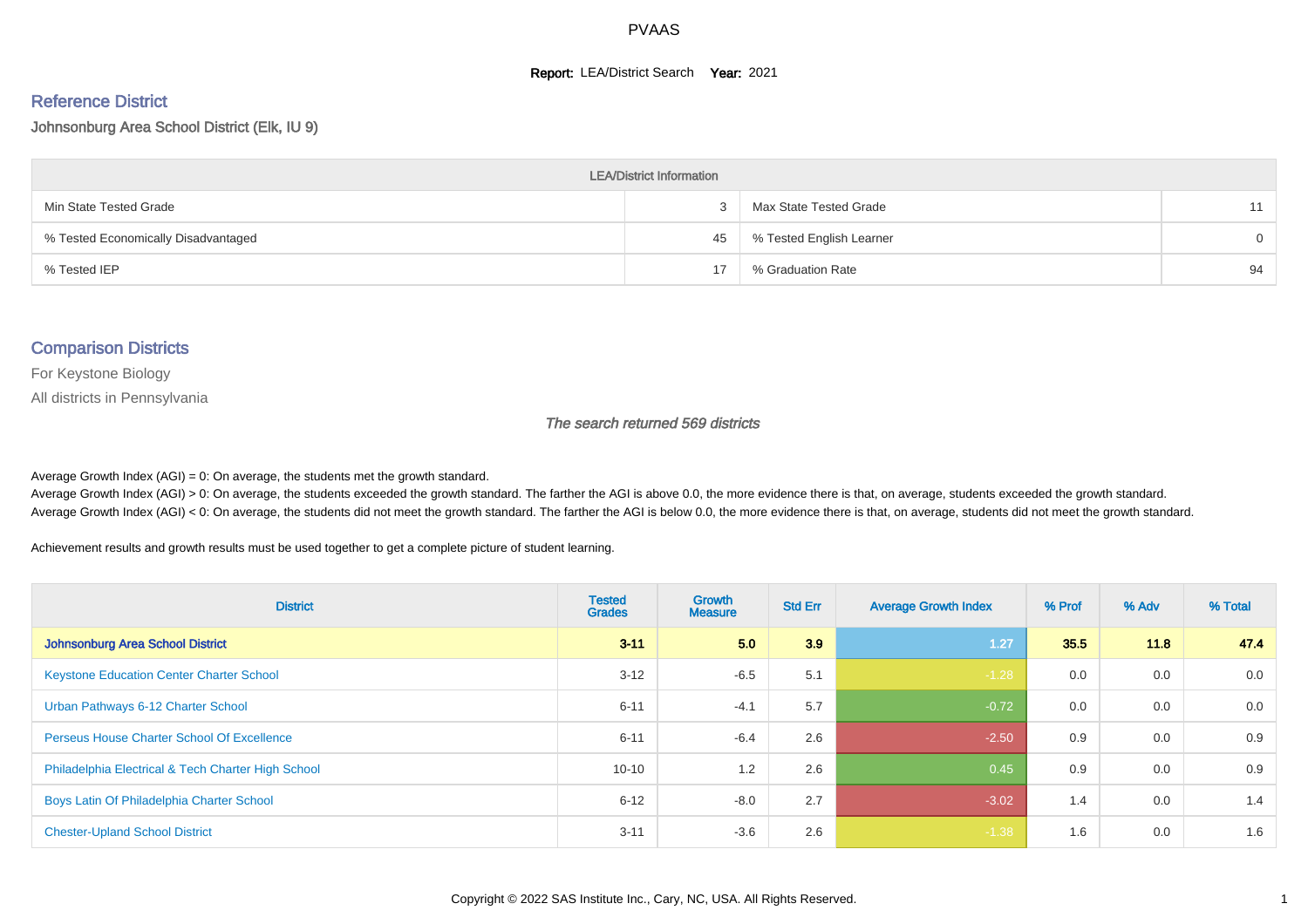# PVAAS

**Report:** LEA/District Search **Year:** 2021

## Reference District

Johnsonburg Area School District (Elk, IU 9)

| LEA/District Information | | | |
|---|---|---|---|
| Min State Tested Grade | 3 | Max State Tested Grade | 11 |
| % Tested Economically Disadvantaged | 45 | % Tested English Learner | 0 |
| % Tested IEP | 17 | % Graduation Rate | 94 |

## Comparison Districts

For Keystone Biology

All districts in Pennsylvania

*The search returned 569 districts*

Average Growth Index (AGI) = 0: On average, the students met the growth standard.
Average Growth Index (AGI) > 0: On average, the students exceeded the growth standard. The farther the AGI is above 0.0, the more evidence there is that, on average, students exceeded the growth standard.
Average Growth Index (AGI) < 0: On average, the students did not meet the growth standard. The farther the AGI is below 0.0, the more evidence there is that, on average, students did not meet the growth standard.

Achievement results and growth results must be used together to get a complete picture of student learning.

| District | Tested Grades | Growth Measure | Std Err | Average Growth Index | % Prof | % Adv | % Total |
|---|---|---|---|---|---|---|---|
| **Johnsonburg Area School District** | **3-11** | **5.0** | **3.9** | **1.27** | **35.5** | **11.8** | **47.4** |
| Keystone Education Center Charter School | 3-12 | -6.5 | 5.1 | -1.28 | 0.0 | 0.0 | 0.0 |
| Urban Pathways 6-12 Charter School | 6-11 | -4.1 | 5.7 | -0.72 | 0.0 | 0.0 | 0.0 |
| Perseus House Charter School Of Excellence | 6-11 | -6.4 | 2.6 | -2.50 | 0.9 | 0.0 | 0.9 |
| Philadelphia Electrical & Tech Charter High School | 10-10 | 1.2 | 2.6 | 0.45 | 0.9 | 0.0 | 0.9 |
| Boys Latin Of Philadelphia Charter School | 6-12 | -8.0 | 2.7 | -3.02 | 1.4 | 0.0 | 1.4 |
| Chester-Upland School District | 3-11 | -3.6 | 2.6 | -1.38 | 1.6 | 0.0 | 1.6 |

Copyright © 2022 SAS Institute Inc., Cary, NC, USA. All Rights Reserved.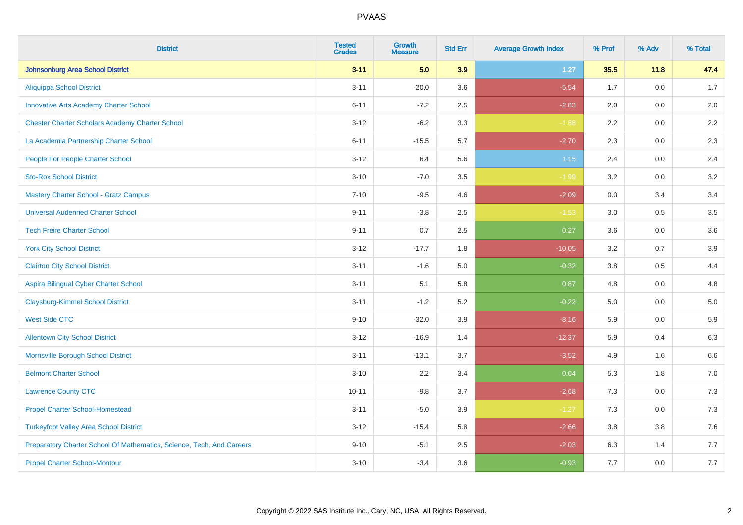# PVAAS

| District | Tested Grades | Growth Measure | Std Err | Average Growth Index | % Prof | % Adv | % Total |
|---|---|---|---|---|---|---|---|
| **Johnsonburg Area School District** | **3-11** | **5.0** | **3.9** | **1.27** | **35.5** | **11.8** | **47.4** |
| Aliquippa School District | 3-11 | -20.0 | 3.6 | -5.54 | 1.7 | 0.0 | 1.7 |
| Innovative Arts Academy Charter School | 6-11 | -7.2 | 2.5 | -2.83 | 2.0 | 0.0 | 2.0 |
| Chester Charter Scholars Academy Charter School | 3-12 | -6.2 | 3.3 | -1.88 | 2.2 | 0.0 | 2.2 |
| La Academia Partnership Charter School | 6-11 | -15.5 | 5.7 | -2.70 | 2.3 | 0.0 | 2.3 |
| People For People Charter School | 3-12 | 6.4 | 5.6 | 1.15 | 2.4 | 0.0 | 2.4 |
| Sto-Rox School District | 3-10 | -7.0 | 3.5 | -1.99 | 3.2 | 0.0 | 3.2 |
| Mastery Charter School - Gratz Campus | 7-10 | -9.5 | 4.6 | -2.09 | 0.0 | 3.4 | 3.4 |
| Universal Audenried Charter School | 9-11 | -3.8 | 2.5 | -1.53 | 3.0 | 0.5 | 3.5 |
| Tech Freire Charter School | 9-11 | 0.7 | 2.5 | 0.27 | 3.6 | 0.0 | 3.6 |
| York City School District | 3-12 | -17.7 | 1.8 | -10.05 | 3.2 | 0.7 | 3.9 |
| Clairton City School District | 3-11 | -1.6 | 5.0 | -0.32 | 3.8 | 0.5 | 4.4 |
| Aspira Bilingual Cyber Charter School | 3-11 | 5.1 | 5.8 | 0.87 | 4.8 | 0.0 | 4.8 |
| Claysburg-Kimmel School District | 3-11 | -1.2 | 5.2 | -0.22 | 5.0 | 0.0 | 5.0 |
| West Side CTC | 9-10 | -32.0 | 3.9 | -8.16 | 5.9 | 0.0 | 5.9 |
| Allentown City School District | 3-12 | -16.9 | 1.4 | -12.37 | 5.9 | 0.4 | 6.3 |
| Morrisville Borough School District | 3-11 | -13.1 | 3.7 | -3.52 | 4.9 | 1.6 | 6.6 |
| Belmont Charter School | 3-10 | 2.2 | 3.4 | 0.64 | 5.3 | 1.8 | 7.0 |
| Lawrence County CTC | 10-11 | -9.8 | 3.7 | -2.68 | 7.3 | 0.0 | 7.3 |
| Propel Charter School-Homestead | 3-11 | -5.0 | 3.9 | -1.27 | 7.3 | 0.0 | 7.3 |
| Turkeyfoot Valley Area School District | 3-12 | -15.4 | 5.8 | -2.66 | 3.8 | 3.8 | 7.6 |
| Preparatory Charter School Of Mathematics, Science, Tech, And Careers | 9-10 | -5.1 | 2.5 | -2.03 | 6.3 | 1.4 | 7.7 |
| Propel Charter School-Montour | 3-10 | -3.4 | 3.6 | -0.93 | 7.7 | 0.0 | 7.7 |

Copyright © 2022 SAS Institute Inc., Cary, NC, USA. All Rights Reserved.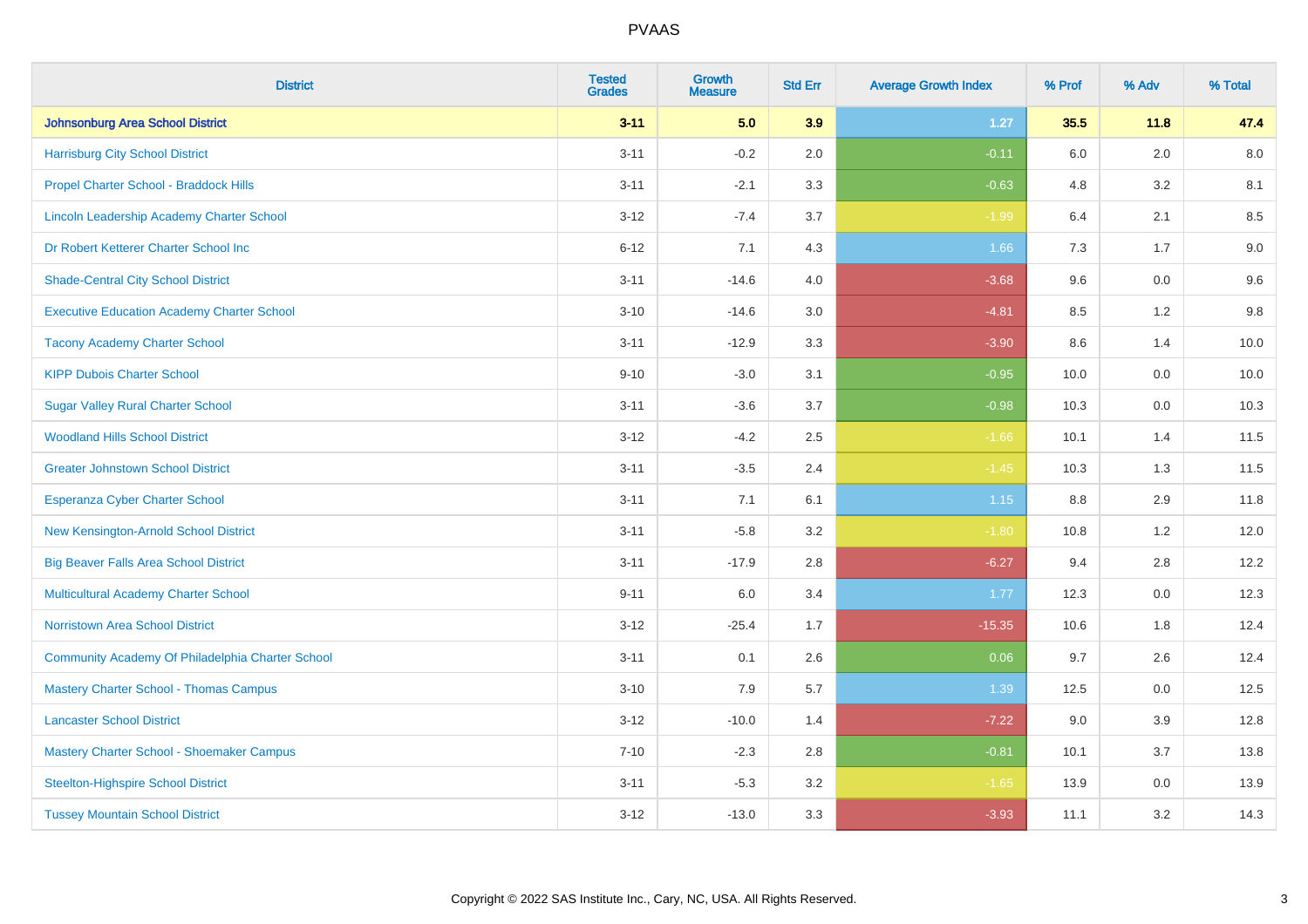| District | Tested Grades | Growth Measure | Std Err | Average Growth Index | % Prof | % Adv | % Total |
|---|---|---|---|---|---|---|---|
| **Johnsonburg Area School District** | **3-11** | **5.0** | **3.9** | **1.27** | **35.5** | **11.8** | **47.4** |
| Harrisburg City School District | 3-11 | -0.2 | 2.0 | -0.11 | 6.0 | 2.0 | 8.0 |
| Propel Charter School - Braddock Hills | 3-11 | -2.1 | 3.3 | -0.63 | 4.8 | 3.2 | 8.1 |
| Lincoln Leadership Academy Charter School | 3-12 | -7.4 | 3.7 | -1.99 | 6.4 | 2.1 | 8.5 |
| Dr Robert Ketterer Charter School Inc | 6-12 | 7.1 | 4.3 | 1.66 | 7.3 | 1.7 | 9.0 |
| Shade-Central City School District | 3-11 | -14.6 | 4.0 | -3.68 | 9.6 | 0.0 | 9.6 |
| Executive Education Academy Charter School | 3-10 | -14.6 | 3.0 | -4.81 | 8.5 | 1.2 | 9.8 |
| Tacony Academy Charter School | 3-11 | -12.9 | 3.3 | -3.90 | 8.6 | 1.4 | 10.0 |
| KIPP Dubois Charter School | 9-10 | -3.0 | 3.1 | -0.95 | 10.0 | 0.0 | 10.0 |
| Sugar Valley Rural Charter School | 3-11 | -3.6 | 3.7 | -0.98 | 10.3 | 0.0 | 10.3 |
| Woodland Hills School District | 3-12 | -4.2 | 2.5 | -1.66 | 10.1 | 1.4 | 11.5 |
| Greater Johnstown School District | 3-11 | -3.5 | 2.4 | -1.45 | 10.3 | 1.3 | 11.5 |
| Esperanza Cyber Charter School | 3-11 | 7.1 | 6.1 | 1.15 | 8.8 | 2.9 | 11.8 |
| New Kensington-Arnold School District | 3-11 | -5.8 | 3.2 | -1.80 | 10.8 | 1.2 | 12.0 |
| Big Beaver Falls Area School District | 3-11 | -17.9 | 2.8 | -6.27 | 9.4 | 2.8 | 12.2 |
| Multicultural Academy Charter School | 9-11 | 6.0 | 3.4 | 1.77 | 12.3 | 0.0 | 12.3 |
| Norristown Area School District | 3-12 | -25.4 | 1.7 | -15.35 | 10.6 | 1.8 | 12.4 |
| Community Academy Of Philadelphia Charter School | 3-11 | 0.1 | 2.6 | 0.06 | 9.7 | 2.6 | 12.4 |
| Mastery Charter School - Thomas Campus | 3-10 | 7.9 | 5.7 | 1.39 | 12.5 | 0.0 | 12.5 |
| Lancaster School District | 3-12 | -10.0 | 1.4 | -7.22 | 9.0 | 3.9 | 12.8 |
| Mastery Charter School - Shoemaker Campus | 7-10 | -2.3 | 2.8 | -0.81 | 10.1 | 3.7 | 13.8 |
| Steelton-Highspire School District | 3-11 | -5.3 | 3.2 | -1.65 | 13.9 | 0.0 | 13.9 |
| Tussey Mountain School District | 3-12 | -13.0 | 3.3 | -3.93 | 11.1 | 3.2 | 14.3 |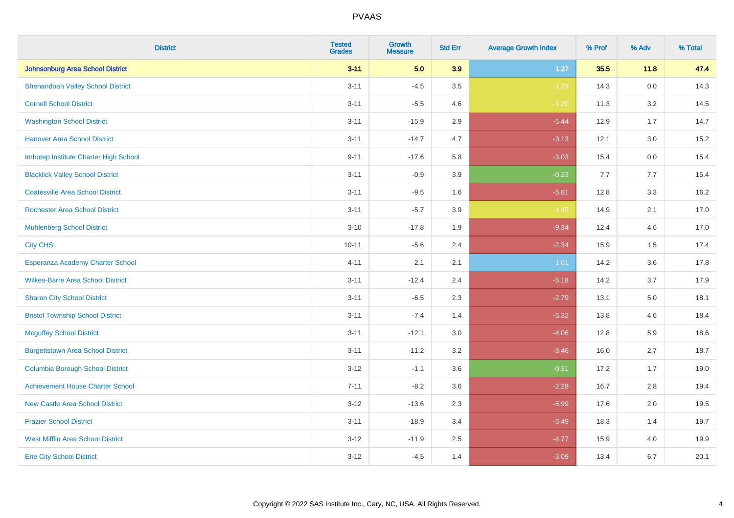| District | Tested Grades | Growth Measure | Std Err | Average Growth Index | % Prof | % Adv | % Total |
|---|---|---|---|---|---|---|---|
| **Johnsonburg Area School District** | **3-11** | **5.0** | **3.9** | **1.27** | **35.5** | **11.8** | **47.4** |
| Shenandoah Valley School District | 3-11 | -4.5 | 3.5 | -1.29 | 14.3 | 0.0 | 14.3 |
| Cornell School District | 3-11 | -5.5 | 4.6 | -1.20 | 11.3 | 3.2 | 14.5 |
| Washington School District | 3-11 | -15.9 | 2.9 | -5.44 | 12.9 | 1.7 | 14.7 |
| Hanover Area School District | 3-11 | -14.7 | 4.7 | -3.13 | 12.1 | 3.0 | 15.2 |
| Imhotep Institute Charter High School | 9-11 | -17.6 | 5.8 | -3.03 | 15.4 | 0.0 | 15.4 |
| Blacklick Valley School District | 3-11 | -0.9 | 3.9 | -0.23 | 7.7 | 7.7 | 15.4 |
| Coatesville Area School District | 3-11 | -9.5 | 1.6 | -5.81 | 12.8 | 3.3 | 16.2 |
| Rochester Area School District | 3-11 | -5.7 | 3.9 | -1.45 | 14.9 | 2.1 | 17.0 |
| Muhlenberg School District | 3-10 | -17.8 | 1.9 | -9.34 | 12.4 | 4.6 | 17.0 |
| City CHS | 10-11 | -5.6 | 2.4 | -2.34 | 15.9 | 1.5 | 17.4 |
| Esperanza Academy Charter School | 4-11 | 2.1 | 2.1 | 1.01 | 14.2 | 3.6 | 17.8 |
| Wilkes-Barre Area School District | 3-11 | -12.4 | 2.4 | -5.18 | 14.2 | 3.7 | 17.9 |
| Sharon City School District | 3-11 | -6.5 | 2.3 | -2.79 | 13.1 | 5.0 | 18.1 |
| Bristol Township School District | 3-11 | -7.4 | 1.4 | -5.32 | 13.8 | 4.6 | 18.4 |
| Mcguffey School District | 3-11 | -12.1 | 3.0 | -4.06 | 12.8 | 5.9 | 18.6 |
| Burgettstown Area School District | 3-11 | -11.2 | 3.2 | -3.46 | 16.0 | 2.7 | 18.7 |
| Columbia Borough School District | 3-12 | -1.1 | 3.6 | -0.31 | 17.2 | 1.7 | 19.0 |
| Achievement House Charter School | 7-11 | -8.2 | 3.6 | -2.28 | 16.7 | 2.8 | 19.4 |
| New Castle Area School District | 3-12 | -13.6 | 2.3 | -5.99 | 17.6 | 2.0 | 19.5 |
| Frazier School District | 3-11 | -18.9 | 3.4 | -5.49 | 18.3 | 1.4 | 19.7 |
| West Mifflin Area School District | 3-12 | -11.9 | 2.5 | -4.77 | 15.9 | 4.0 | 19.9 |
| Erie City School District | 3-12 | -4.5 | 1.4 | -3.09 | 13.4 | 6.7 | 20.1 |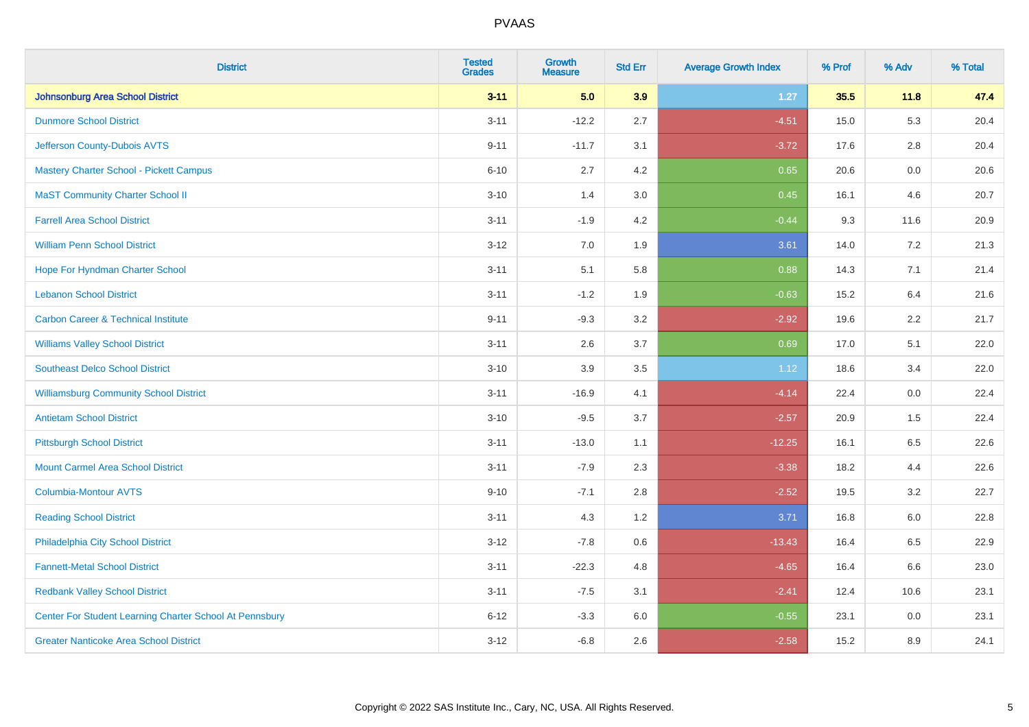# PVAAS

| District | Tested Grades | Growth Measure | Std Err | Average Growth Index | % Prof | % Adv | % Total |
|---|---|---|---|---|---|---|---|
| **Johnsonburg Area School District** | **3-11** | **5.0** | **3.9** | **1.27** | **35.5** | **11.8** | **47.4** |
| Dunmore School District | 3-11 | -12.2 | 2.7 | -4.51 | 15.0 | 5.3 | 20.4 |
| Jefferson County-Dubois AVTS | 9-11 | -11.7 | 3.1 | -3.72 | 17.6 | 2.8 | 20.4 |
| Mastery Charter School - Pickett Campus | 6-10 | 2.7 | 4.2 | 0.65 | 20.6 | 0.0 | 20.6 |
| MaST Community Charter School II | 3-10 | 1.4 | 3.0 | 0.45 | 16.1 | 4.6 | 20.7 |
| Farrell Area School District | 3-11 | -1.9 | 4.2 | -0.44 | 9.3 | 11.6 | 20.9 |
| William Penn School District | 3-12 | 7.0 | 1.9 | 3.61 | 14.0 | 7.2 | 21.3 |
| Hope For Hyndman Charter School | 3-11 | 5.1 | 5.8 | 0.88 | 14.3 | 7.1 | 21.4 |
| Lebanon School District | 3-11 | -1.2 | 1.9 | -0.63 | 15.2 | 6.4 | 21.6 |
| Carbon Career & Technical Institute | 9-11 | -9.3 | 3.2 | -2.92 | 19.6 | 2.2 | 21.7 |
| Williams Valley School District | 3-11 | 2.6 | 3.7 | 0.69 | 17.0 | 5.1 | 22.0 |
| Southeast Delco School District | 3-10 | 3.9 | 3.5 | 1.12 | 18.6 | 3.4 | 22.0 |
| Williamsburg Community School District | 3-11 | -16.9 | 4.1 | -4.14 | 22.4 | 0.0 | 22.4 |
| Antietam School District | 3-10 | -9.5 | 3.7 | -2.57 | 20.9 | 1.5 | 22.4 |
| Pittsburgh School District | 3-11 | -13.0 | 1.1 | -12.25 | 16.1 | 6.5 | 22.6 |
| Mount Carmel Area School District | 3-11 | -7.9 | 2.3 | -3.38 | 18.2 | 4.4 | 22.6 |
| Columbia-Montour AVTS | 9-10 | -7.1 | 2.8 | -2.52 | 19.5 | 3.2 | 22.7 |
| Reading School District | 3-11 | 4.3 | 1.2 | 3.71 | 16.8 | 6.0 | 22.8 |
| Philadelphia City School District | 3-12 | -7.8 | 0.6 | -13.43 | 16.4 | 6.5 | 22.9 |
| Fannett-Metal School District | 3-11 | -22.3 | 4.8 | -4.65 | 16.4 | 6.6 | 23.0 |
| Redbank Valley School District | 3-11 | -7.5 | 3.1 | -2.41 | 12.4 | 10.6 | 23.1 |
| Center For Student Learning Charter School At Pennsbury | 6-12 | -3.3 | 6.0 | -0.55 | 23.1 | 0.0 | 23.1 |
| Greater Nanticoke Area School District | 3-12 | -6.8 | 2.6 | -2.58 | 15.2 | 8.9 | 24.1 |

Copyright © 2022 SAS Institute Inc., Cary, NC, USA. All Rights Reserved.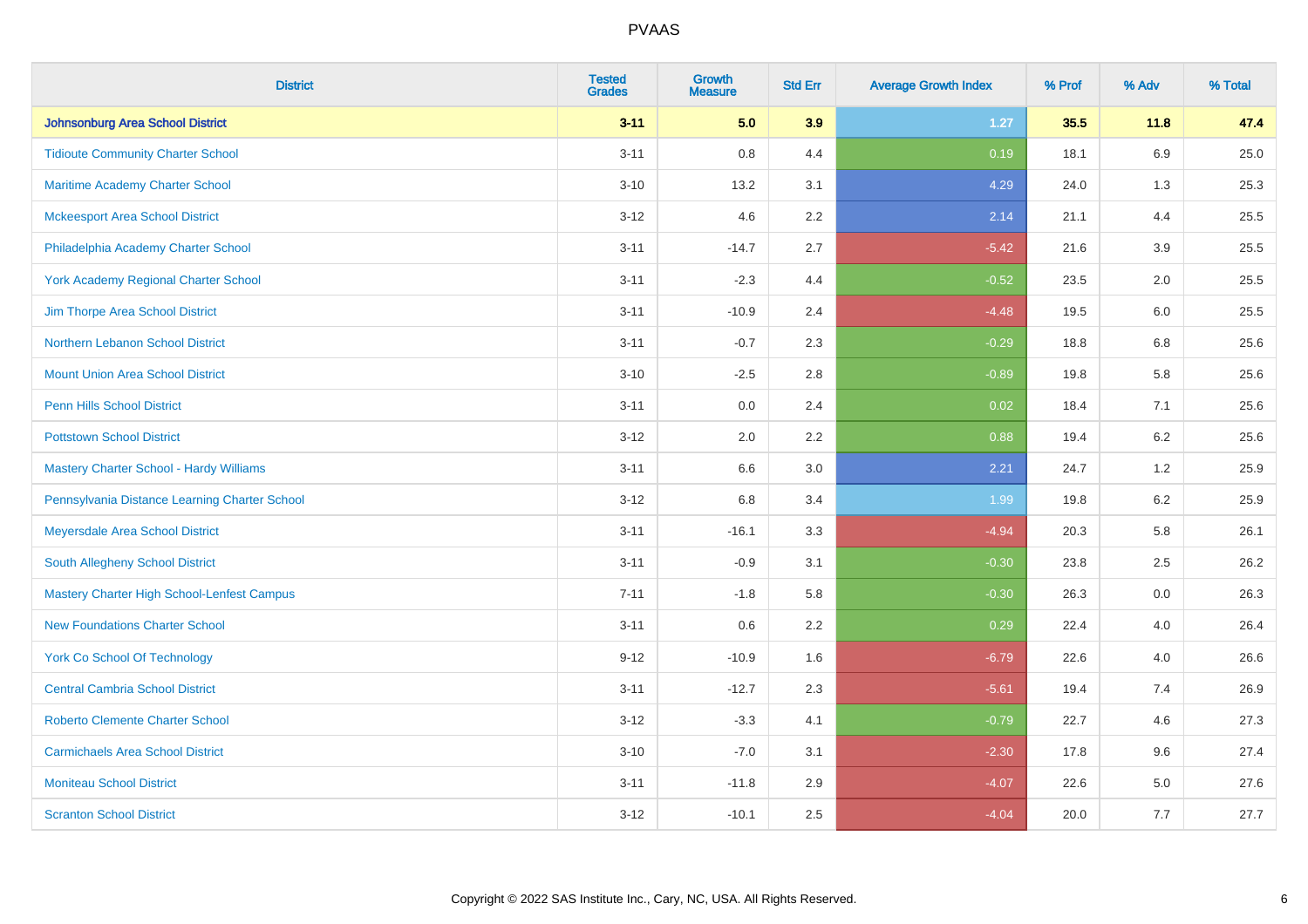# PVAAS

| District | Tested Grades | Growth Measure | Std Err | Average Growth Index | % Prof | % Adv | % Total |
|---|---|---|---|---|---|---|---|
| **Johnsonburg Area School District** | **3-11** | **5.0** | **3.9** | **1.27** | **35.5** | **11.8** | **47.4** |
| Tidioute Community Charter School | 3-11 | 0.8 | 4.4 | 0.19 | 18.1 | 6.9 | 25.0 |
| Maritime Academy Charter School | 3-10 | 13.2 | 3.1 | 4.29 | 24.0 | 1.3 | 25.3 |
| Mckeesport Area School District | 3-12 | 4.6 | 2.2 | 2.14 | 21.1 | 4.4 | 25.5 |
| Philadelphia Academy Charter School | 3-11 | -14.7 | 2.7 | -5.42 | 21.6 | 3.9 | 25.5 |
| York Academy Regional Charter School | 3-11 | -2.3 | 4.4 | -0.52 | 23.5 | 2.0 | 25.5 |
| Jim Thorpe Area School District | 3-11 | -10.9 | 2.4 | -4.48 | 19.5 | 6.0 | 25.5 |
| Northern Lebanon School District | 3-11 | -0.7 | 2.3 | -0.29 | 18.8 | 6.8 | 25.6 |
| Mount Union Area School District | 3-10 | -2.5 | 2.8 | -0.89 | 19.8 | 5.8 | 25.6 |
| Penn Hills School District | 3-11 | 0.0 | 2.4 | 0.02 | 18.4 | 7.1 | 25.6 |
| Pottstown School District | 3-12 | 2.0 | 2.2 | 0.88 | 19.4 | 6.2 | 25.6 |
| Mastery Charter School - Hardy Williams | 3-11 | 6.6 | 3.0 | 2.21 | 24.7 | 1.2 | 25.9 |
| Pennsylvania Distance Learning Charter School | 3-12 | 6.8 | 3.4 | 1.99 | 19.8 | 6.2 | 25.9 |
| Meyersdale Area School District | 3-11 | -16.1 | 3.3 | -4.94 | 20.3 | 5.8 | 26.1 |
| South Allegheny School District | 3-11 | -0.9 | 3.1 | -0.30 | 23.8 | 2.5 | 26.2 |
| Mastery Charter High School-Lenfest Campus | 7-11 | -1.8 | 5.8 | -0.30 | 26.3 | 0.0 | 26.3 |
| New Foundations Charter School | 3-11 | 0.6 | 2.2 | 0.29 | 22.4 | 4.0 | 26.4 |
| York Co School Of Technology | 9-12 | -10.9 | 1.6 | -6.79 | 22.6 | 4.0 | 26.6 |
| Central Cambria School District | 3-11 | -12.7 | 2.3 | -5.61 | 19.4 | 7.4 | 26.9 |
| Roberto Clemente Charter School | 3-12 | -3.3 | 4.1 | -0.79 | 22.7 | 4.6 | 27.3 |
| Carmichaels Area School District | 3-10 | -7.0 | 3.1 | -2.30 | 17.8 | 9.6 | 27.4 |
| Moniteau School District | 3-11 | -11.8 | 2.9 | -4.07 | 22.6 | 5.0 | 27.6 |
| Scranton School District | 3-12 | -10.1 | 2.5 | -4.04 | 20.0 | 7.7 | 27.7 |

Copyright © 2022 SAS Institute Inc., Cary, NC, USA. All Rights Reserved.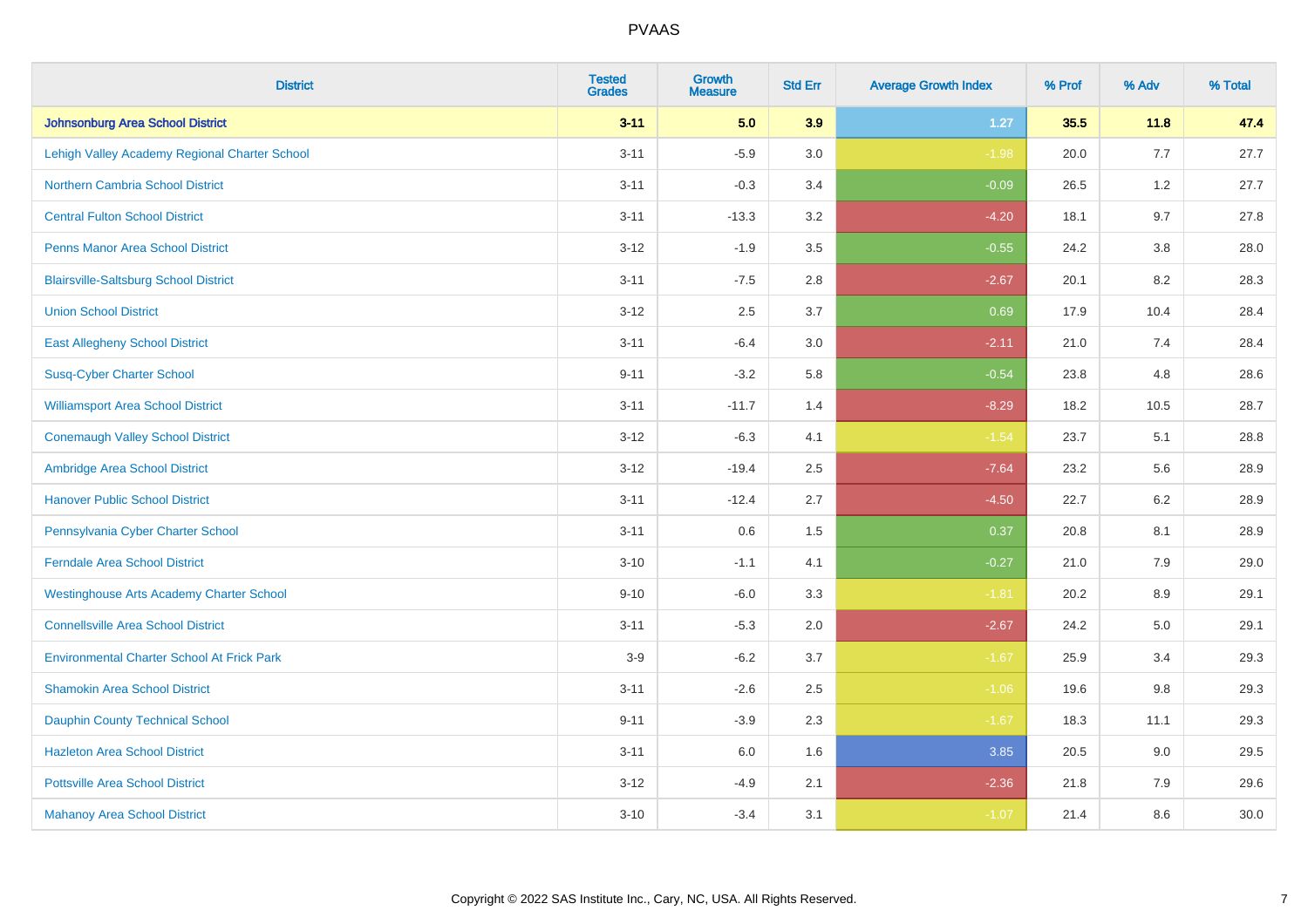| District | Tested Grades | Growth Measure | Std Err | Average Growth Index | % Prof | % Adv | % Total |
|---|---|---|---|---|---|---|---|
| **Johnsonburg Area School District** | **3-11** | **5.0** | **3.9** | **1.27** | **35.5** | **11.8** | **47.4** |
| Lehigh Valley Academy Regional Charter School | 3-11 | -5.9 | 3.0 | -1.98 | 20.0 | 7.7 | 27.7 |
| Northern Cambria School District | 3-11 | -0.3 | 3.4 | -0.09 | 26.5 | 1.2 | 27.7 |
| Central Fulton School District | 3-11 | -13.3 | 3.2 | -4.20 | 18.1 | 9.7 | 27.8 |
| Penns Manor Area School District | 3-12 | -1.9 | 3.5 | -0.55 | 24.2 | 3.8 | 28.0 |
| Blairsville-Saltsburg School District | 3-11 | -7.5 | 2.8 | -2.67 | 20.1 | 8.2 | 28.3 |
| Union School District | 3-12 | 2.5 | 3.7 | 0.69 | 17.9 | 10.4 | 28.4 |
| East Allegheny School District | 3-11 | -6.4 | 3.0 | -2.11 | 21.0 | 7.4 | 28.4 |
| Susq-Cyber Charter School | 9-11 | -3.2 | 5.8 | -0.54 | 23.8 | 4.8 | 28.6 |
| Williamsport Area School District | 3-11 | -11.7 | 1.4 | -8.29 | 18.2 | 10.5 | 28.7 |
| Conemaugh Valley School District | 3-12 | -6.3 | 4.1 | -1.54 | 23.7 | 5.1 | 28.8 |
| Ambridge Area School District | 3-12 | -19.4 | 2.5 | -7.64 | 23.2 | 5.6 | 28.9 |
| Hanover Public School District | 3-11 | -12.4 | 2.7 | -4.50 | 22.7 | 6.2 | 28.9 |
| Pennsylvania Cyber Charter School | 3-11 | 0.6 | 1.5 | 0.37 | 20.8 | 8.1 | 28.9 |
| Ferndale Area School District | 3-10 | -1.1 | 4.1 | -0.27 | 21.0 | 7.9 | 29.0 |
| Westinghouse Arts Academy Charter School | 9-10 | -6.0 | 3.3 | -1.81 | 20.2 | 8.9 | 29.1 |
| Connellsville Area School District | 3-11 | -5.3 | 2.0 | -2.67 | 24.2 | 5.0 | 29.1 |
| Environmental Charter School At Frick Park | 3-9 | -6.2 | 3.7 | -1.67 | 25.9 | 3.4 | 29.3 |
| Shamokin Area School District | 3-11 | -2.6 | 2.5 | -1.06 | 19.6 | 9.8 | 29.3 |
| Dauphin County Technical School | 9-11 | -3.9 | 2.3 | -1.67 | 18.3 | 11.1 | 29.3 |
| Hazleton Area School District | 3-11 | 6.0 | 1.6 | 3.85 | 20.5 | 9.0 | 29.5 |
| Pottsville Area School District | 3-12 | -4.9 | 2.1 | -2.36 | 21.8 | 7.9 | 29.6 |
| Mahanoy Area School District | 3-10 | -3.4 | 3.1 | -1.07 | 21.4 | 8.6 | 30.0 |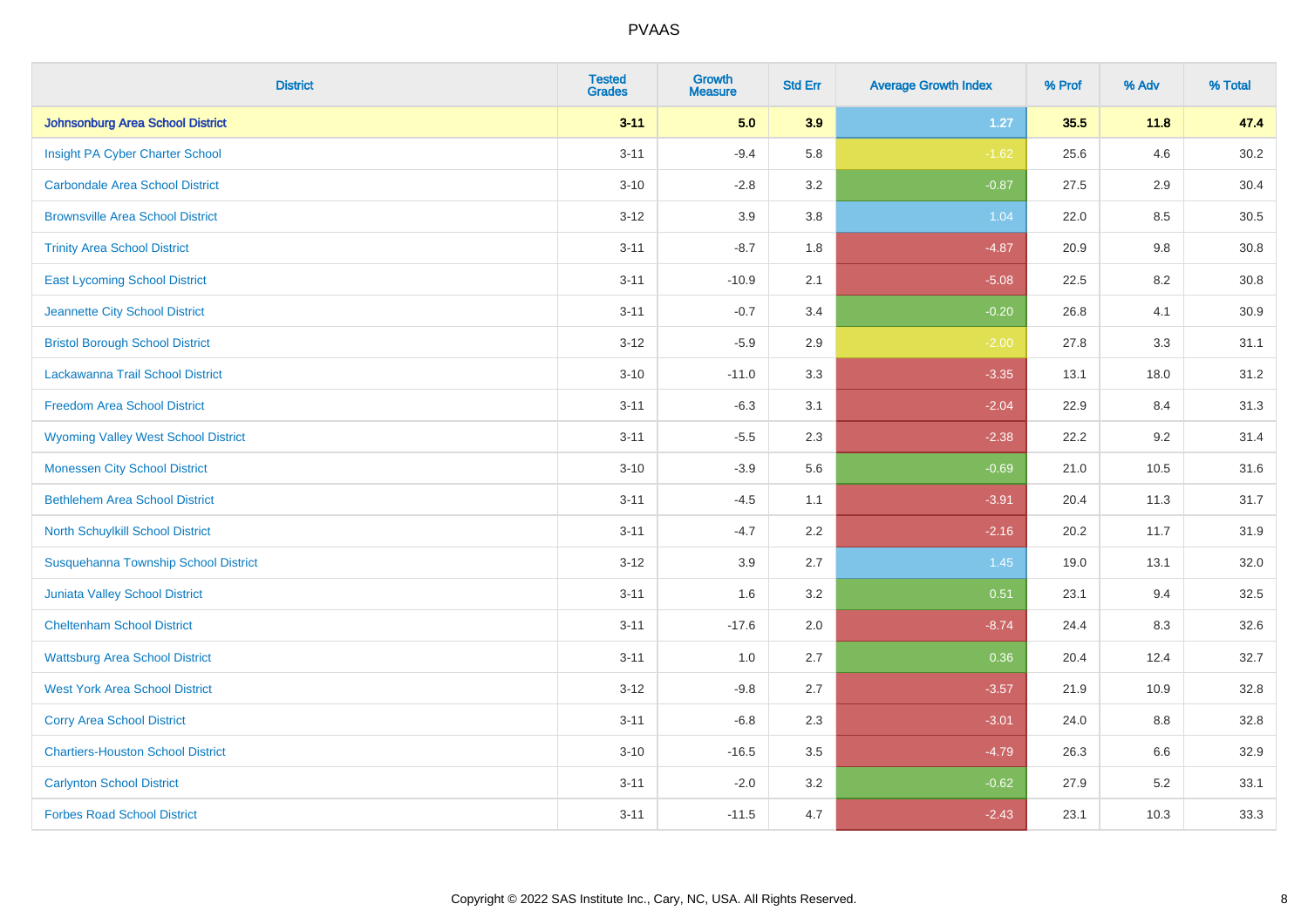| District | Tested Grades | Growth Measure | Std Err | Average Growth Index | % Prof | % Adv | % Total |
|---|---|---|---|---|---|---|---|
| **Johnsonburg Area School District** | **3-11** | **5.0** | **3.9** | **1.27** | **35.5** | **11.8** | **47.4** |
| Insight PA Cyber Charter School | 3-11 | -9.4 | 5.8 | -1.62 | 25.6 | 4.6 | 30.2 |
| Carbondale Area School District | 3-10 | -2.8 | 3.2 | -0.87 | 27.5 | 2.9 | 30.4 |
| Brownsville Area School District | 3-12 | 3.9 | 3.8 | 1.04 | 22.0 | 8.5 | 30.5 |
| Trinity Area School District | 3-11 | -8.7 | 1.8 | -4.87 | 20.9 | 9.8 | 30.8 |
| East Lycoming School District | 3-11 | -10.9 | 2.1 | -5.08 | 22.5 | 8.2 | 30.8 |
| Jeannette City School District | 3-11 | -0.7 | 3.4 | -0.20 | 26.8 | 4.1 | 30.9 |
| Bristol Borough School District | 3-12 | -5.9 | 2.9 | -2.00 | 27.8 | 3.3 | 31.1 |
| Lackawanna Trail School District | 3-10 | -11.0 | 3.3 | -3.35 | 13.1 | 18.0 | 31.2 |
| Freedom Area School District | 3-11 | -6.3 | 3.1 | -2.04 | 22.9 | 8.4 | 31.3 |
| Wyoming Valley West School District | 3-11 | -5.5 | 2.3 | -2.38 | 22.2 | 9.2 | 31.4 |
| Monessen City School District | 3-10 | -3.9 | 5.6 | -0.69 | 21.0 | 10.5 | 31.6 |
| Bethlehem Area School District | 3-11 | -4.5 | 1.1 | -3.91 | 20.4 | 11.3 | 31.7 |
| North Schuylkill School District | 3-11 | -4.7 | 2.2 | -2.16 | 20.2 | 11.7 | 31.9 |
| Susquehanna Township School District | 3-12 | 3.9 | 2.7 | 1.45 | 19.0 | 13.1 | 32.0 |
| Juniata Valley School District | 3-11 | 1.6 | 3.2 | 0.51 | 23.1 | 9.4 | 32.5 |
| Cheltenham School District | 3-11 | -17.6 | 2.0 | -8.74 | 24.4 | 8.3 | 32.6 |
| Wattsburg Area School District | 3-11 | 1.0 | 2.7 | 0.36 | 20.4 | 12.4 | 32.7 |
| West York Area School District | 3-12 | -9.8 | 2.7 | -3.57 | 21.9 | 10.9 | 32.8 |
| Corry Area School District | 3-11 | -6.8 | 2.3 | -3.01 | 24.0 | 8.8 | 32.8 |
| Chartiers-Houston School District | 3-10 | -16.5 | 3.5 | -4.79 | 26.3 | 6.6 | 32.9 |
| Carlynton School District | 3-11 | -2.0 | 3.2 | -0.62 | 27.9 | 5.2 | 33.1 |
| Forbes Road School District | 3-11 | -11.5 | 4.7 | -2.43 | 23.1 | 10.3 | 33.3 |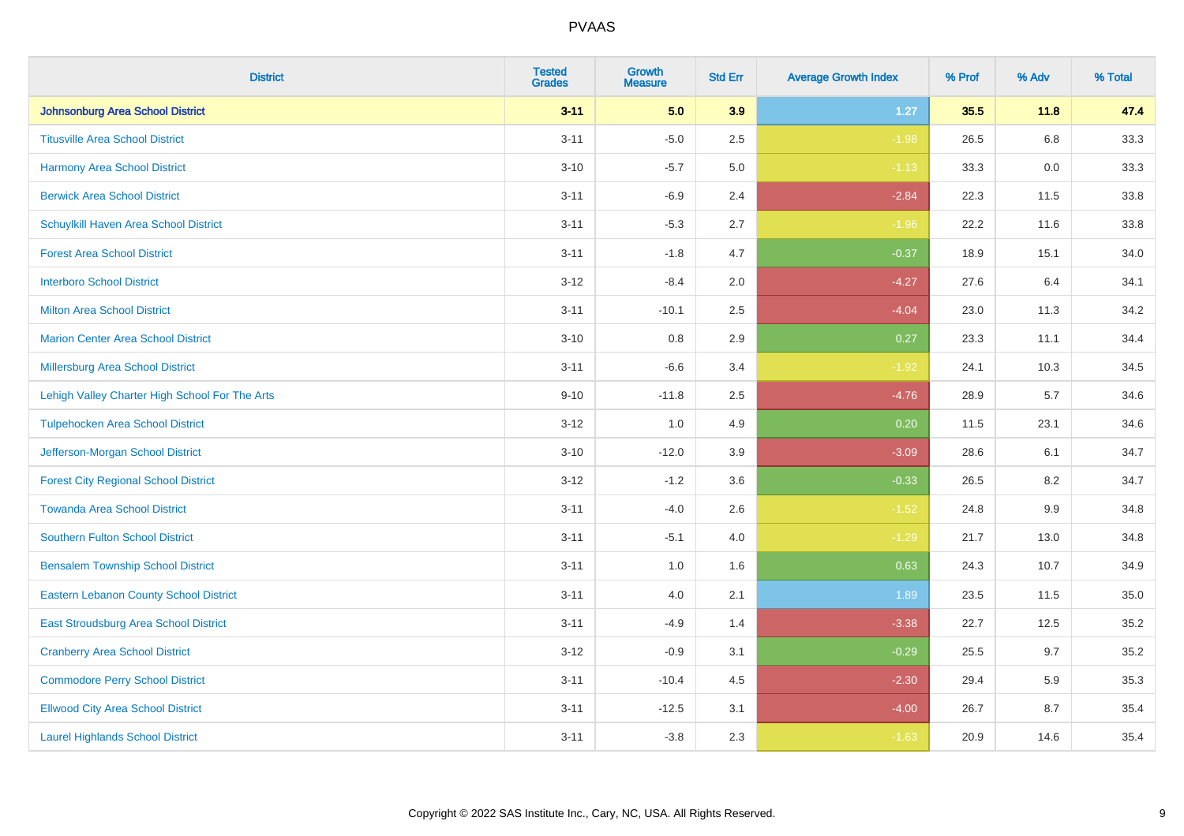| District | Tested Grades | Growth Measure | Std Err | Average Growth Index | % Prof | % Adv | % Total |
|---|---|---|---|---|---|---|---|
| **Johnsonburg Area School District** | **3-11** | **5.0** | **3.9** | **1.27** | **35.5** | **11.8** | **47.4** |
| Titusville Area School District | 3-11 | -5.0 | 2.5 | -1.98 | 26.5 | 6.8 | 33.3 |
| Harmony Area School District | 3-10 | -5.7 | 5.0 | -1.13 | 33.3 | 0.0 | 33.3 |
| Berwick Area School District | 3-11 | -6.9 | 2.4 | -2.84 | 22.3 | 11.5 | 33.8 |
| Schuylkill Haven Area School District | 3-11 | -5.3 | 2.7 | -1.96 | 22.2 | 11.6 | 33.8 |
| Forest Area School District | 3-11 | -1.8 | 4.7 | -0.37 | 18.9 | 15.1 | 34.0 |
| Interboro School District | 3-12 | -8.4 | 2.0 | -4.27 | 27.6 | 6.4 | 34.1 |
| Milton Area School District | 3-11 | -10.1 | 2.5 | -4.04 | 23.0 | 11.3 | 34.2 |
| Marion Center Area School District | 3-10 | 0.8 | 2.9 | 0.27 | 23.3 | 11.1 | 34.4 |
| Millersburg Area School District | 3-11 | -6.6 | 3.4 | -1.92 | 24.1 | 10.3 | 34.5 |
| Lehigh Valley Charter High School For The Arts | 9-10 | -11.8 | 2.5 | -4.76 | 28.9 | 5.7 | 34.6 |
| Tulpehocken Area School District | 3-12 | 1.0 | 4.9 | 0.20 | 11.5 | 23.1 | 34.6 |
| Jefferson-Morgan School District | 3-10 | -12.0 | 3.9 | -3.09 | 28.6 | 6.1 | 34.7 |
| Forest City Regional School District | 3-12 | -1.2 | 3.6 | -0.33 | 26.5 | 8.2 | 34.7 |
| Towanda Area School District | 3-11 | -4.0 | 2.6 | -1.52 | 24.8 | 9.9 | 34.8 |
| Southern Fulton School District | 3-11 | -5.1 | 4.0 | -1.29 | 21.7 | 13.0 | 34.8 |
| Bensalem Township School District | 3-11 | 1.0 | 1.6 | 0.63 | 24.3 | 10.7 | 34.9 |
| Eastern Lebanon County School District | 3-11 | 4.0 | 2.1 | 1.89 | 23.5 | 11.5 | 35.0 |
| East Stroudsburg Area School District | 3-11 | -4.9 | 1.4 | -3.38 | 22.7 | 12.5 | 35.2 |
| Cranberry Area School District | 3-12 | -0.9 | 3.1 | -0.29 | 25.5 | 9.7 | 35.2 |
| Commodore Perry School District | 3-11 | -10.4 | 4.5 | -2.30 | 29.4 | 5.9 | 35.3 |
| Ellwood City Area School District | 3-11 | -12.5 | 3.1 | -4.00 | 26.7 | 8.7 | 35.4 |
| Laurel Highlands School District | 3-11 | -3.8 | 2.3 | -1.63 | 20.9 | 14.6 | 35.4 |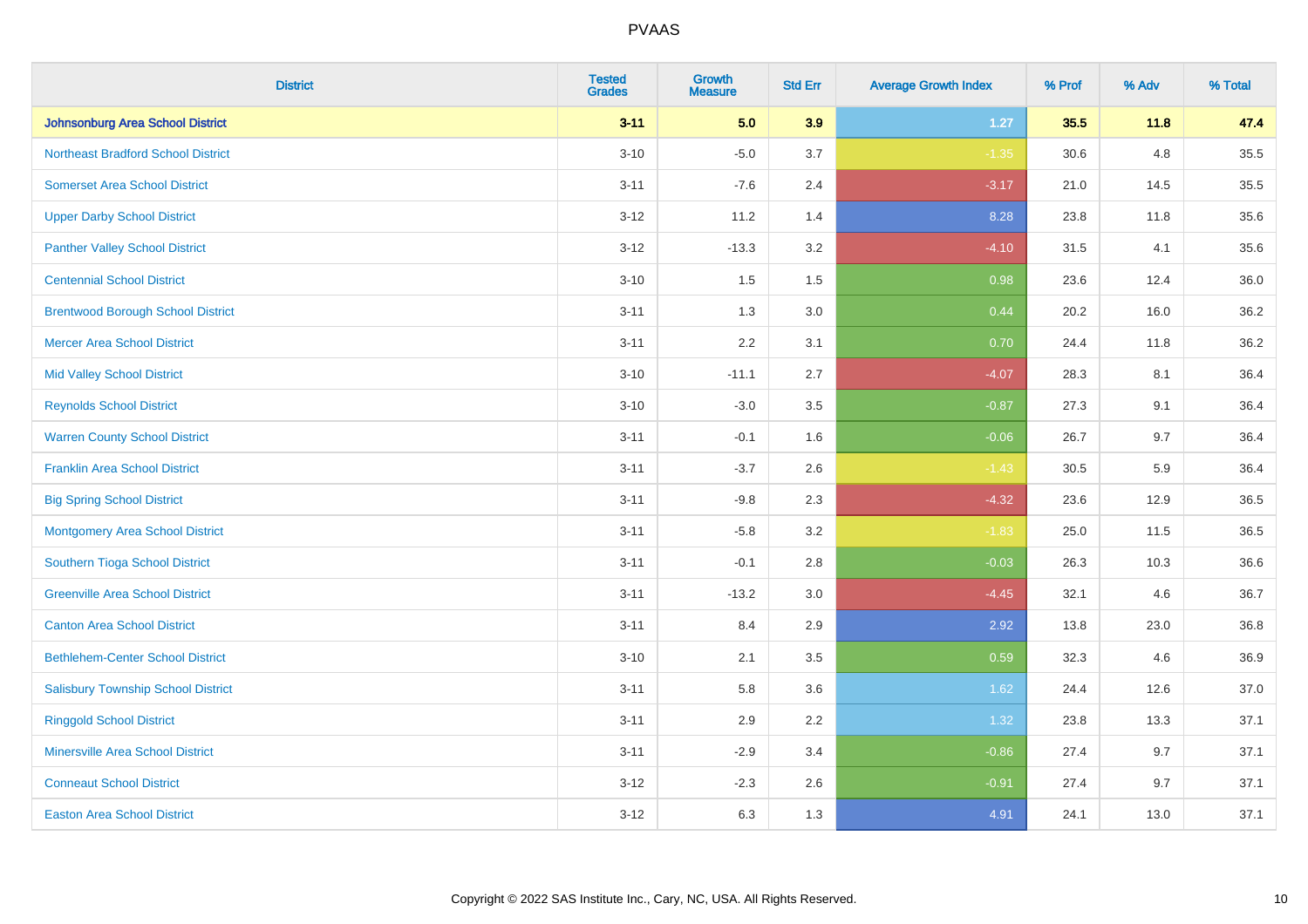| District | Tested Grades | Growth Measure | Std Err | Average Growth Index | % Prof | % Adv | % Total |
|---|---|---|---|---|---|---|---|
| **Johnsonburg Area School District** | **3-11** | **5.0** | **3.9** | **1.27** | **35.5** | **11.8** | **47.4** |
| Northeast Bradford School District | 3-10 | -5.0 | 3.7 | -1.35 | 30.6 | 4.8 | 35.5 |
| Somerset Area School District | 3-11 | -7.6 | 2.4 | -3.17 | 21.0 | 14.5 | 35.5 |
| Upper Darby School District | 3-12 | 11.2 | 1.4 | 8.28 | 23.8 | 11.8 | 35.6 |
| Panther Valley School District | 3-12 | -13.3 | 3.2 | -4.10 | 31.5 | 4.1 | 35.6 |
| Centennial School District | 3-10 | 1.5 | 1.5 | 0.98 | 23.6 | 12.4 | 36.0 |
| Brentwood Borough School District | 3-11 | 1.3 | 3.0 | 0.44 | 20.2 | 16.0 | 36.2 |
| Mercer Area School District | 3-11 | 2.2 | 3.1 | 0.70 | 24.4 | 11.8 | 36.2 |
| Mid Valley School District | 3-10 | -11.1 | 2.7 | -4.07 | 28.3 | 8.1 | 36.4 |
| Reynolds School District | 3-10 | -3.0 | 3.5 | -0.87 | 27.3 | 9.1 | 36.4 |
| Warren County School District | 3-11 | -0.1 | 1.6 | -0.06 | 26.7 | 9.7 | 36.4 |
| Franklin Area School District | 3-11 | -3.7 | 2.6 | -1.43 | 30.5 | 5.9 | 36.4 |
| Big Spring School District | 3-11 | -9.8 | 2.3 | -4.32 | 23.6 | 12.9 | 36.5 |
| Montgomery Area School District | 3-11 | -5.8 | 3.2 | -1.83 | 25.0 | 11.5 | 36.5 |
| Southern Tioga School District | 3-11 | -0.1 | 2.8 | -0.03 | 26.3 | 10.3 | 36.6 |
| Greenville Area School District | 3-11 | -13.2 | 3.0 | -4.45 | 32.1 | 4.6 | 36.7 |
| Canton Area School District | 3-11 | 8.4 | 2.9 | 2.92 | 13.8 | 23.0 | 36.8 |
| Bethlehem-Center School District | 3-10 | 2.1 | 3.5 | 0.59 | 32.3 | 4.6 | 36.9 |
| Salisbury Township School District | 3-11 | 5.8 | 3.6 | 1.62 | 24.4 | 12.6 | 37.0 |
| Ringgold School District | 3-11 | 2.9 | 2.2 | 1.32 | 23.8 | 13.3 | 37.1 |
| Minersville Area School District | 3-11 | -2.9 | 3.4 | -0.86 | 27.4 | 9.7 | 37.1 |
| Conneaut School District | 3-12 | -2.3 | 2.6 | -0.91 | 27.4 | 9.7 | 37.1 |
| Easton Area School District | 3-12 | 6.3 | 1.3 | 4.91 | 24.1 | 13.0 | 37.1 |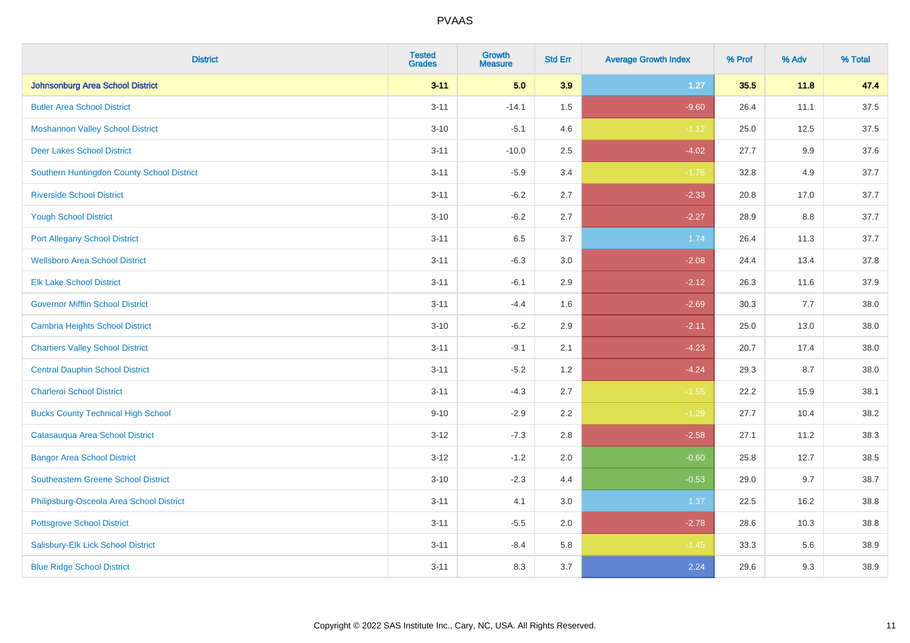| District | Tested Grades | Growth Measure | Std Err | Average Growth Index | % Prof | % Adv | % Total |
|---|---|---|---|---|---|---|---|
| **Johnsonburg Area School District** | **3-11** | **5.0** | **3.9** | **1.27** | **35.5** | **11.8** | **47.4** |
| Butler Area School District | 3-11 | -14.1 | 1.5 | -9.60 | 26.4 | 11.1 | 37.5 |
| Moshannon Valley School District | 3-10 | -5.1 | 4.6 | -1.12 | 25.0 | 12.5 | 37.5 |
| Deer Lakes School District | 3-11 | -10.0 | 2.5 | -4.02 | 27.7 | 9.9 | 37.6 |
| Southern Huntingdon County School District | 3-11 | -5.9 | 3.4 | -1.76 | 32.8 | 4.9 | 37.7 |
| Riverside School District | 3-11 | -6.2 | 2.7 | -2.33 | 20.8 | 17.0 | 37.7 |
| Yough School District | 3-10 | -6.2 | 2.7 | -2.27 | 28.9 | 8.8 | 37.7 |
| Port Allegany School District | 3-11 | 6.5 | 3.7 | 1.74 | 26.4 | 11.3 | 37.7 |
| Wellsboro Area School District | 3-11 | -6.3 | 3.0 | -2.08 | 24.4 | 13.4 | 37.8 |
| Elk Lake School District | 3-11 | -6.1 | 2.9 | -2.12 | 26.3 | 11.6 | 37.9 |
| Governor Mifflin School District | 3-11 | -4.4 | 1.6 | -2.69 | 30.3 | 7.7 | 38.0 |
| Cambria Heights School District | 3-10 | -6.2 | 2.9 | -2.11 | 25.0 | 13.0 | 38.0 |
| Chartiers Valley School District | 3-11 | -9.1 | 2.1 | -4.23 | 20.7 | 17.4 | 38.0 |
| Central Dauphin School District | 3-11 | -5.2 | 1.2 | -4.24 | 29.3 | 8.7 | 38.0 |
| Charleroi School District | 3-11 | -4.3 | 2.7 | -1.55 | 22.2 | 15.9 | 38.1 |
| Bucks County Technical High School | 9-10 | -2.9 | 2.2 | -1.29 | 27.7 | 10.4 | 38.2 |
| Catasauqua Area School District | 3-12 | -7.3 | 2.8 | -2.58 | 27.1 | 11.2 | 38.3 |
| Bangor Area School District | 3-12 | -1.2 | 2.0 | -0.60 | 25.8 | 12.7 | 38.5 |
| Southeastern Greene School District | 3-10 | -2.3 | 4.4 | -0.53 | 29.0 | 9.7 | 38.7 |
| Philipsburg-Osceola Area School District | 3-11 | 4.1 | 3.0 | 1.37 | 22.5 | 16.2 | 38.8 |
| Pottsgrove School District | 3-11 | -5.5 | 2.0 | -2.78 | 28.6 | 10.3 | 38.8 |
| Salisbury-Elk Lick School District | 3-11 | -8.4 | 5.8 | -1.45 | 33.3 | 5.6 | 38.9 |
| Blue Ridge School District | 3-11 | 8.3 | 3.7 | 2.24 | 29.6 | 9.3 | 38.9 |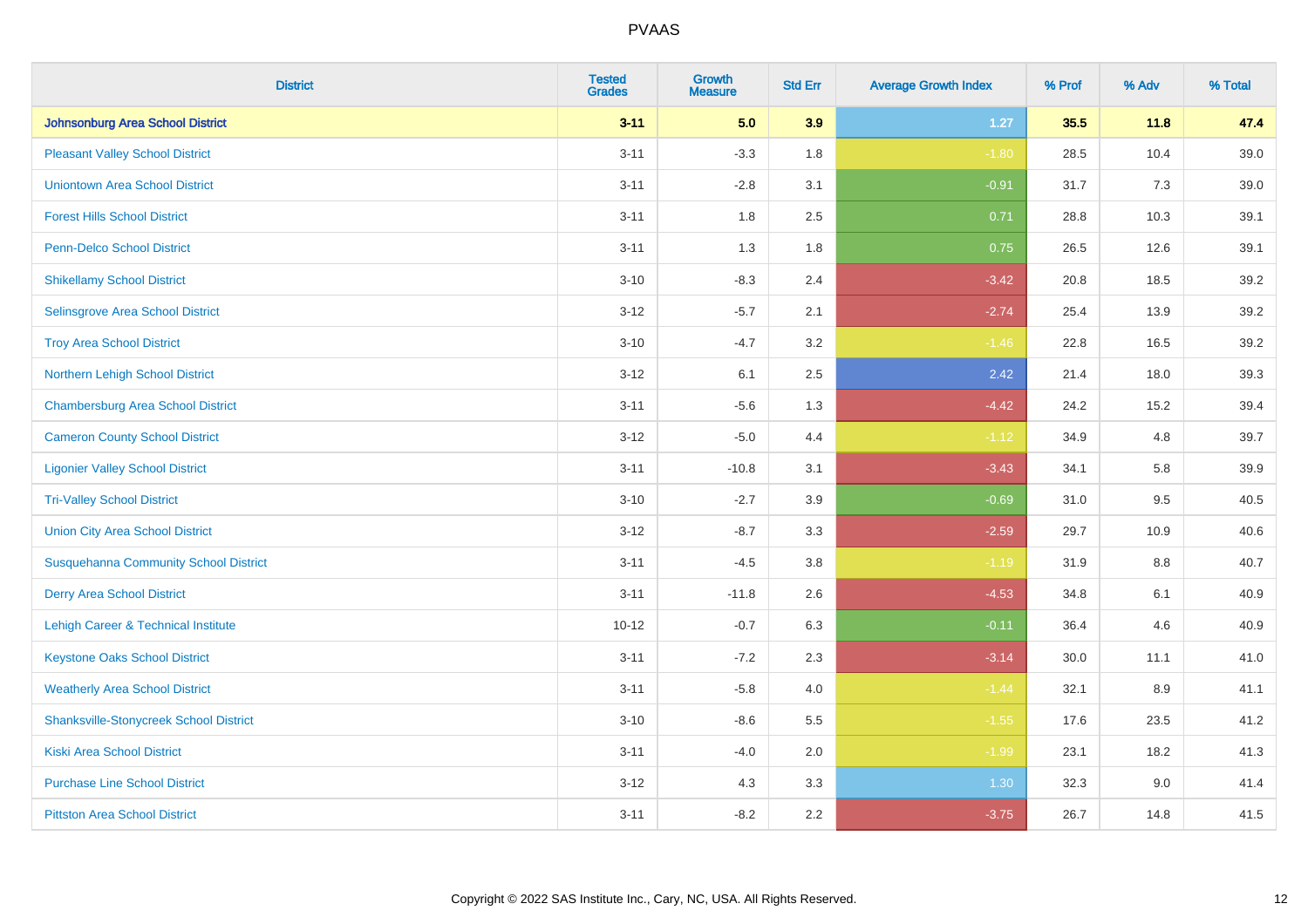# PVAAS

| District | Tested Grades | Growth Measure | Std Err | Average Growth Index | % Prof | % Adv | % Total |
|---|---|---|---|---|---|---|---|
| **Johnsonburg Area School District** | **3-11** | **5.0** | **3.9** | **1.27** | **35.5** | **11.8** | **47.4** |
| Pleasant Valley School District | 3-11 | -3.3 | 1.8 | -1.80 | 28.5 | 10.4 | 39.0 |
| Uniontown Area School District | 3-11 | -2.8 | 3.1 | -0.91 | 31.7 | 7.3 | 39.0 |
| Forest Hills School District | 3-11 | 1.8 | 2.5 | 0.71 | 28.8 | 10.3 | 39.1 |
| Penn-Delco School District | 3-11 | 1.3 | 1.8 | 0.75 | 26.5 | 12.6 | 39.1 |
| Shikellamy School District | 3-10 | -8.3 | 2.4 | -3.42 | 20.8 | 18.5 | 39.2 |
| Selinsgrove Area School District | 3-12 | -5.7 | 2.1 | -2.74 | 25.4 | 13.9 | 39.2 |
| Troy Area School District | 3-10 | -4.7 | 3.2 | -1.46 | 22.8 | 16.5 | 39.2 |
| Northern Lehigh School District | 3-12 | 6.1 | 2.5 | 2.42 | 21.4 | 18.0 | 39.3 |
| Chambersburg Area School District | 3-11 | -5.6 | 1.3 | -4.42 | 24.2 | 15.2 | 39.4 |
| Cameron County School District | 3-12 | -5.0 | 4.4 | -1.12 | 34.9 | 4.8 | 39.7 |
| Ligonier Valley School District | 3-11 | -10.8 | 3.1 | -3.43 | 34.1 | 5.8 | 39.9 |
| Tri-Valley School District | 3-10 | -2.7 | 3.9 | -0.69 | 31.0 | 9.5 | 40.5 |
| Union City Area School District | 3-12 | -8.7 | 3.3 | -2.59 | 29.7 | 10.9 | 40.6 |
| Susquehanna Community School District | 3-11 | -4.5 | 3.8 | -1.19 | 31.9 | 8.8 | 40.7 |
| Derry Area School District | 3-11 | -11.8 | 2.6 | -4.53 | 34.8 | 6.1 | 40.9 |
| Lehigh Career & Technical Institute | 10-12 | -0.7 | 6.3 | -0.11 | 36.4 | 4.6 | 40.9 |
| Keystone Oaks School District | 3-11 | -7.2 | 2.3 | -3.14 | 30.0 | 11.1 | 41.0 |
| Weatherly Area School District | 3-11 | -5.8 | 4.0 | -1.44 | 32.1 | 8.9 | 41.1 |
| Shanksville-Stonycreek School District | 3-10 | -8.6 | 5.5 | -1.55 | 17.6 | 23.5 | 41.2 |
| Kiski Area School District | 3-11 | -4.0 | 2.0 | -1.99 | 23.1 | 18.2 | 41.3 |
| Purchase Line School District | 3-12 | 4.3 | 3.3 | 1.30 | 32.3 | 9.0 | 41.4 |
| Pittston Area School District | 3-11 | -8.2 | 2.2 | -3.75 | 26.7 | 14.8 | 41.5 |

Copyright © 2022 SAS Institute Inc., Cary, NC, USA. All Rights Reserved.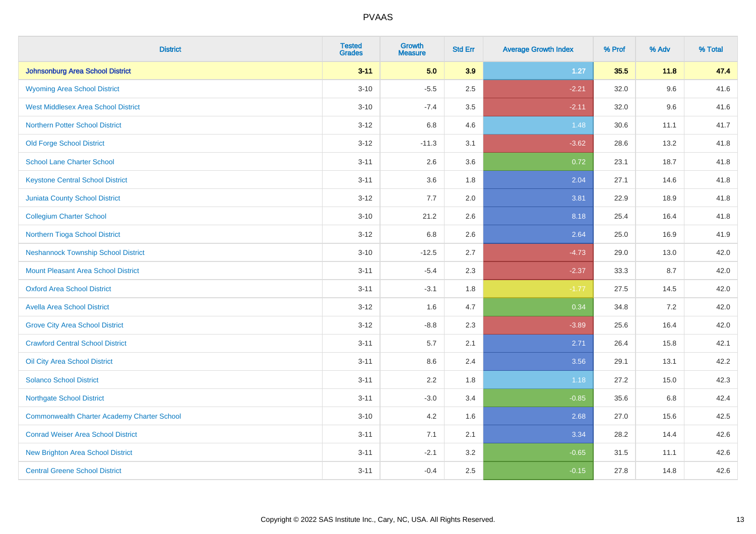# PVAAS

| District | Tested Grades | Growth Measure | Std Err | Average Growth Index | % Prof | % Adv | % Total |
|---|---|---|---|---|---|---|---|
| **Johnsonburg Area School District** | **3-11** | **5.0** | **3.9** | **1.27** | **35.5** | **11.8** | **47.4** |
| Wyoming Area School District | 3-10 | -5.5 | 2.5 | -2.21 | 32.0 | 9.6 | 41.6 |
| West Middlesex Area School District | 3-10 | -7.4 | 3.5 | -2.11 | 32.0 | 9.6 | 41.6 |
| Northern Potter School District | 3-12 | 6.8 | 4.6 | 1.48 | 30.6 | 11.1 | 41.7 |
| Old Forge School District | 3-12 | -11.3 | 3.1 | -3.62 | 28.6 | 13.2 | 41.8 |
| School Lane Charter School | 3-11 | 2.6 | 3.6 | 0.72 | 23.1 | 18.7 | 41.8 |
| Keystone Central School District | 3-11 | 3.6 | 1.8 | 2.04 | 27.1 | 14.6 | 41.8 |
| Juniata County School District | 3-12 | 7.7 | 2.0 | 3.81 | 22.9 | 18.9 | 41.8 |
| Collegium Charter School | 3-10 | 21.2 | 2.6 | 8.18 | 25.4 | 16.4 | 41.8 |
| Northern Tioga School District | 3-12 | 6.8 | 2.6 | 2.64 | 25.0 | 16.9 | 41.9 |
| Neshannock Township School District | 3-10 | -12.5 | 2.7 | -4.73 | 29.0 | 13.0 | 42.0 |
| Mount Pleasant Area School District | 3-11 | -5.4 | 2.3 | -2.37 | 33.3 | 8.7 | 42.0 |
| Oxford Area School District | 3-11 | -3.1 | 1.8 | -1.77 | 27.5 | 14.5 | 42.0 |
| Avella Area School District | 3-12 | 1.6 | 4.7 | 0.34 | 34.8 | 7.2 | 42.0 |
| Grove City Area School District | 3-12 | -8.8 | 2.3 | -3.89 | 25.6 | 16.4 | 42.0 |
| Crawford Central School District | 3-11 | 5.7 | 2.1 | 2.71 | 26.4 | 15.8 | 42.1 |
| Oil City Area School District | 3-11 | 8.6 | 2.4 | 3.56 | 29.1 | 13.1 | 42.2 |
| Solanco School District | 3-11 | 2.2 | 1.8 | 1.18 | 27.2 | 15.0 | 42.3 |
| Northgate School District | 3-11 | -3.0 | 3.4 | -0.85 | 35.6 | 6.8 | 42.4 |
| Commonwealth Charter Academy Charter School | 3-10 | 4.2 | 1.6 | 2.68 | 27.0 | 15.6 | 42.5 |
| Conrad Weiser Area School District | 3-11 | 7.1 | 2.1 | 3.34 | 28.2 | 14.4 | 42.6 |
| New Brighton Area School District | 3-11 | -2.1 | 3.2 | -0.65 | 31.5 | 11.1 | 42.6 |
| Central Greene School District | 3-11 | -0.4 | 2.5 | -0.15 | 27.8 | 14.8 | 42.6 |

Copyright © 2022 SAS Institute Inc., Cary, NC, USA. All Rights Reserved.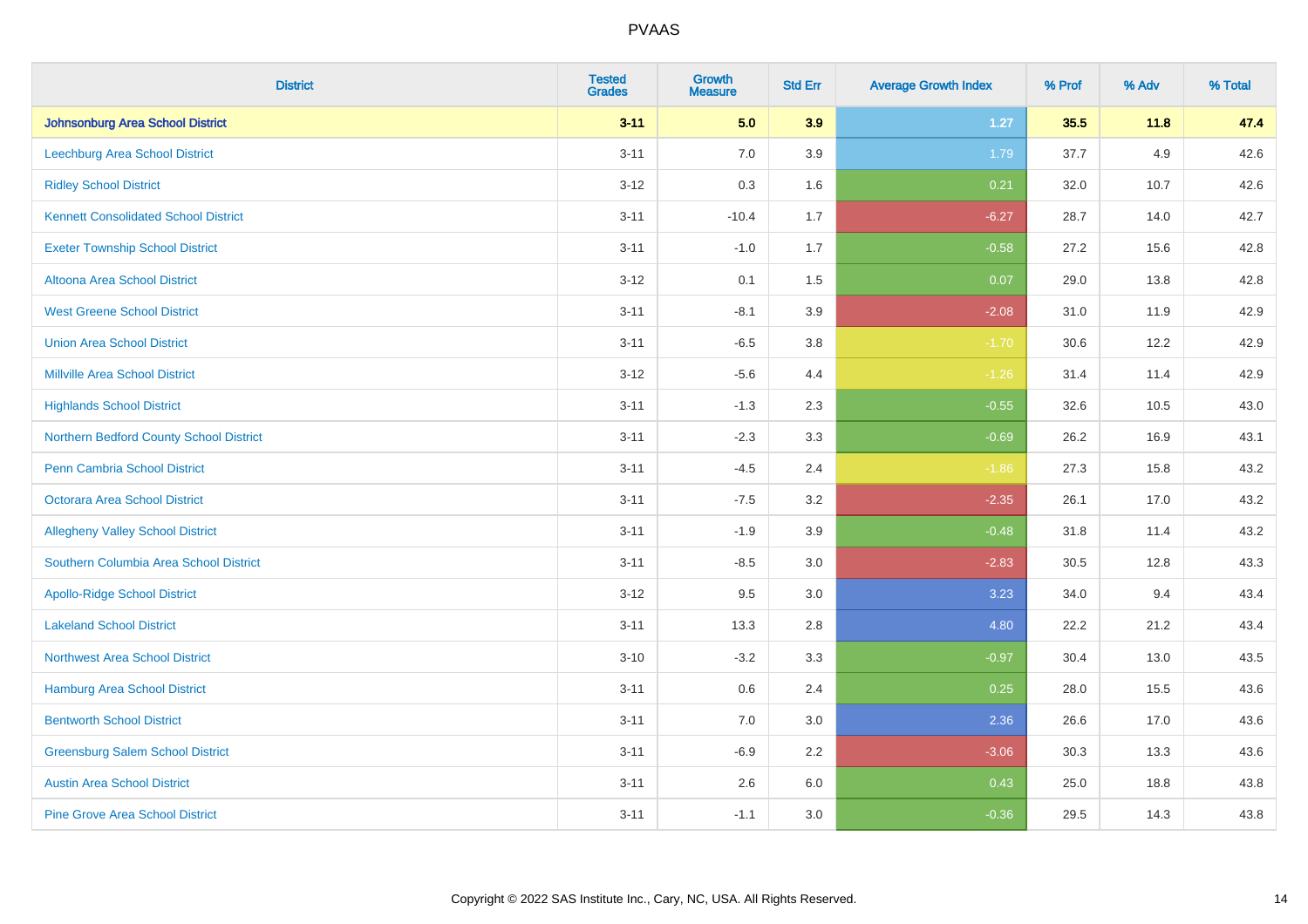| District | Tested Grades | Growth Measure | Std Err | Average Growth Index | % Prof | % Adv | % Total |
|---|---|---|---|---|---|---|---|
| **Johnsonburg Area School District** | **3-11** | **5.0** | **3.9** | **1.27** | **35.5** | **11.8** | **47.4** |
| Leechburg Area School District | 3-11 | 7.0 | 3.9 | 1.79 | 37.7 | 4.9 | 42.6 |
| Ridley School District | 3-12 | 0.3 | 1.6 | 0.21 | 32.0 | 10.7 | 42.6 |
| Kennett Consolidated School District | 3-11 | -10.4 | 1.7 | -6.27 | 28.7 | 14.0 | 42.7 |
| Exeter Township School District | 3-11 | -1.0 | 1.7 | -0.58 | 27.2 | 15.6 | 42.8 |
| Altoona Area School District | 3-12 | 0.1 | 1.5 | 0.07 | 29.0 | 13.8 | 42.8 |
| West Greene School District | 3-11 | -8.1 | 3.9 | -2.08 | 31.0 | 11.9 | 42.9 |
| Union Area School District | 3-11 | -6.5 | 3.8 | -1.70 | 30.6 | 12.2 | 42.9 |
| Millville Area School District | 3-12 | -5.6 | 4.4 | -1.26 | 31.4 | 11.4 | 42.9 |
| Highlands School District | 3-11 | -1.3 | 2.3 | -0.55 | 32.6 | 10.5 | 43.0 |
| Northern Bedford County School District | 3-11 | -2.3 | 3.3 | -0.69 | 26.2 | 16.9 | 43.1 |
| Penn Cambria School District | 3-11 | -4.5 | 2.4 | -1.86 | 27.3 | 15.8 | 43.2 |
| Octorara Area School District | 3-11 | -7.5 | 3.2 | -2.35 | 26.1 | 17.0 | 43.2 |
| Allegheny Valley School District | 3-11 | -1.9 | 3.9 | -0.48 | 31.8 | 11.4 | 43.2 |
| Southern Columbia Area School District | 3-11 | -8.5 | 3.0 | -2.83 | 30.5 | 12.8 | 43.3 |
| Apollo-Ridge School District | 3-12 | 9.5 | 3.0 | 3.23 | 34.0 | 9.4 | 43.4 |
| Lakeland School District | 3-11 | 13.3 | 2.8 | 4.80 | 22.2 | 21.2 | 43.4 |
| Northwest Area School District | 3-10 | -3.2 | 3.3 | -0.97 | 30.4 | 13.0 | 43.5 |
| Hamburg Area School District | 3-11 | 0.6 | 2.4 | 0.25 | 28.0 | 15.5 | 43.6 |
| Bentworth School District | 3-11 | 7.0 | 3.0 | 2.36 | 26.6 | 17.0 | 43.6 |
| Greensburg Salem School District | 3-11 | -6.9 | 2.2 | -3.06 | 30.3 | 13.3 | 43.6 |
| Austin Area School District | 3-11 | 2.6 | 6.0 | 0.43 | 25.0 | 18.8 | 43.8 |
| Pine Grove Area School District | 3-11 | -1.1 | 3.0 | -0.36 | 29.5 | 14.3 | 43.8 |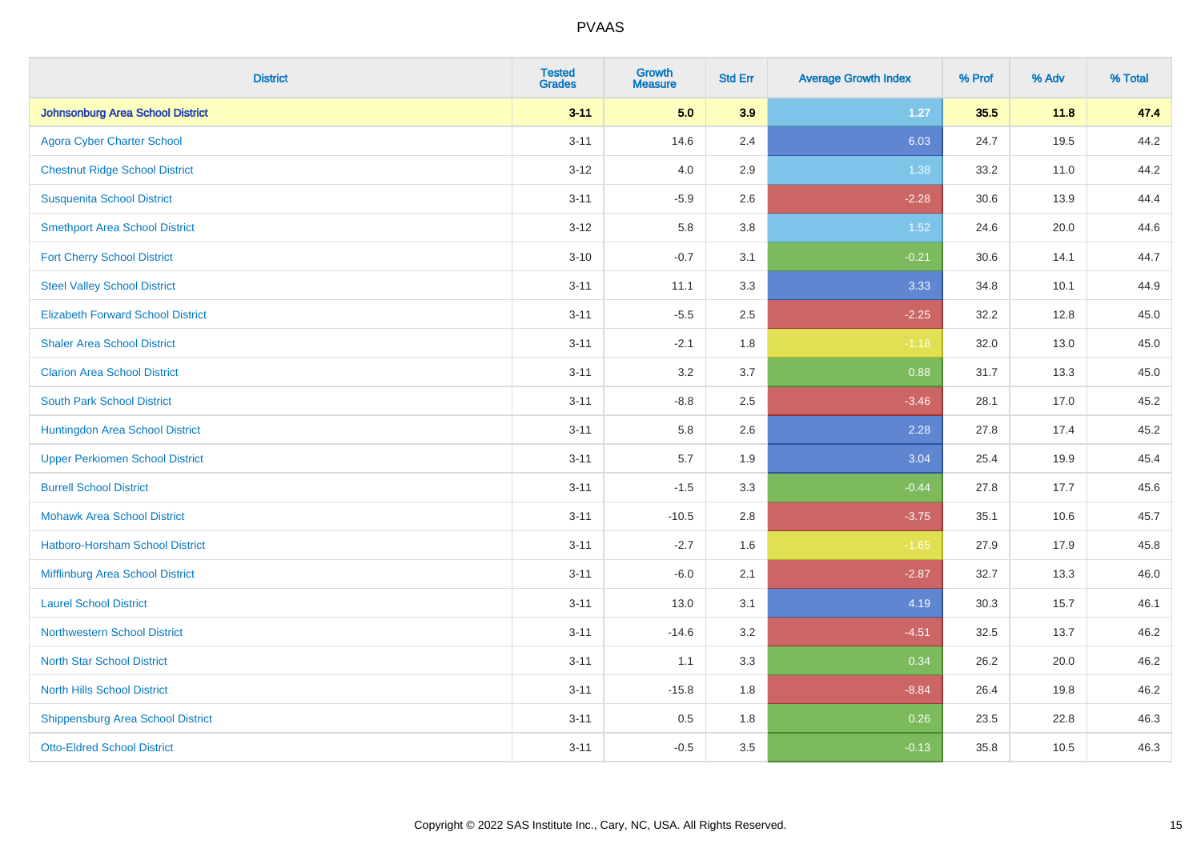| District | Tested Grades | Growth Measure | Std Err | Average Growth Index | % Prof | % Adv | % Total |
|---|---|---|---|---|---|---|---|
| **Johnsonburg Area School District** | **3-11** | **5.0** | **3.9** | **1.27** | **35.5** | **11.8** | **47.4** |
| Agora Cyber Charter School | 3-11 | 14.6 | 2.4 | 6.03 | 24.7 | 19.5 | 44.2 |
| Chestnut Ridge School District | 3-12 | 4.0 | 2.9 | 1.38 | 33.2 | 11.0 | 44.2 |
| Susquenita School District | 3-11 | -5.9 | 2.6 | -2.28 | 30.6 | 13.9 | 44.4 |
| Smethport Area School District | 3-12 | 5.8 | 3.8 | 1.52 | 24.6 | 20.0 | 44.6 |
| Fort Cherry School District | 3-10 | -0.7 | 3.1 | -0.21 | 30.6 | 14.1 | 44.7 |
| Steel Valley School District | 3-11 | 11.1 | 3.3 | 3.33 | 34.8 | 10.1 | 44.9 |
| Elizabeth Forward School District | 3-11 | -5.5 | 2.5 | -2.25 | 32.2 | 12.8 | 45.0 |
| Shaler Area School District | 3-11 | -2.1 | 1.8 | -1.18 | 32.0 | 13.0 | 45.0 |
| Clarion Area School District | 3-11 | 3.2 | 3.7 | 0.88 | 31.7 | 13.3 | 45.0 |
| South Park School District | 3-11 | -8.8 | 2.5 | -3.46 | 28.1 | 17.0 | 45.2 |
| Huntingdon Area School District | 3-11 | 5.8 | 2.6 | 2.28 | 27.8 | 17.4 | 45.2 |
| Upper Perkiomen School District | 3-11 | 5.7 | 1.9 | 3.04 | 25.4 | 19.9 | 45.4 |
| Burrell School District | 3-11 | -1.5 | 3.3 | -0.44 | 27.8 | 17.7 | 45.6 |
| Mohawk Area School District | 3-11 | -10.5 | 2.8 | -3.75 | 35.1 | 10.6 | 45.7 |
| Hatboro-Horsham School District | 3-11 | -2.7 | 1.6 | -1.65 | 27.9 | 17.9 | 45.8 |
| Mifflinburg Area School District | 3-11 | -6.0 | 2.1 | -2.87 | 32.7 | 13.3 | 46.0 |
| Laurel School District | 3-11 | 13.0 | 3.1 | 4.19 | 30.3 | 15.7 | 46.1 |
| Northwestern School District | 3-11 | -14.6 | 3.2 | -4.51 | 32.5 | 13.7 | 46.2 |
| North Star School District | 3-11 | 1.1 | 3.3 | 0.34 | 26.2 | 20.0 | 46.2 |
| North Hills School District | 3-11 | -15.8 | 1.8 | -8.84 | 26.4 | 19.8 | 46.2 |
| Shippensburg Area School District | 3-11 | 0.5 | 1.8 | 0.26 | 23.5 | 22.8 | 46.3 |
| Otto-Eldred School District | 3-11 | -0.5 | 3.5 | -0.13 | 35.8 | 10.5 | 46.3 |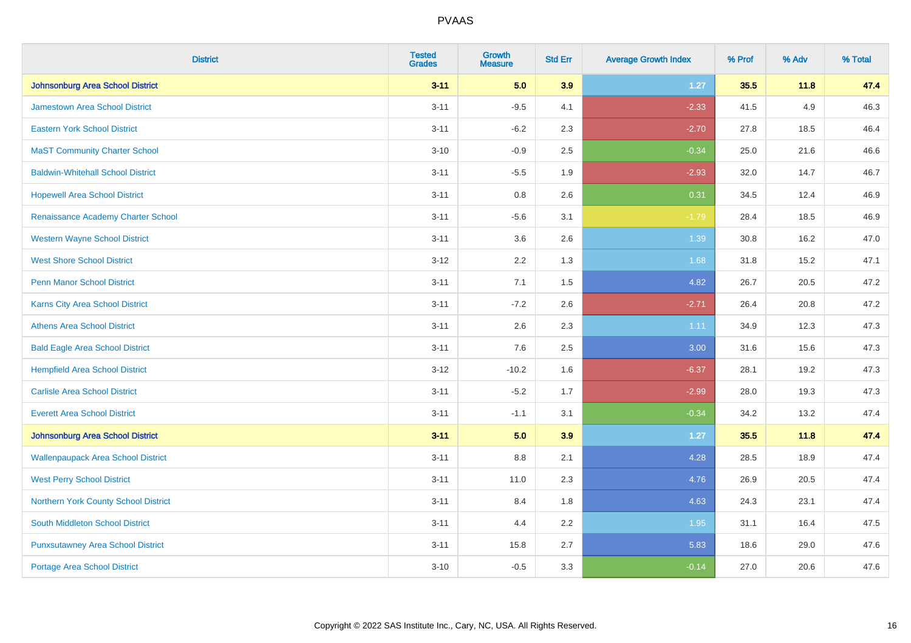| District | Tested Grades | Growth Measure | Std Err | Average Growth Index | % Prof | % Adv | % Total |
|---|---|---|---|---|---|---|---|
| **Johnsonburg Area School District** | **3-11** | **5.0** | **3.9** | **1.27** | **35.5** | **11.8** | **47.4** |
| Jamestown Area School District | 3-11 | -9.5 | 4.1 | -2.33 | 41.5 | 4.9 | 46.3 |
| Eastern York School District | 3-11 | -6.2 | 2.3 | -2.70 | 27.8 | 18.5 | 46.4 |
| MaST Community Charter School | 3-10 | -0.9 | 2.5 | -0.34 | 25.0 | 21.6 | 46.6 |
| Baldwin-Whitehall School District | 3-11 | -5.5 | 1.9 | -2.93 | 32.0 | 14.7 | 46.7 |
| Hopewell Area School District | 3-11 | 0.8 | 2.6 | 0.31 | 34.5 | 12.4 | 46.9 |
| Renaissance Academy Charter School | 3-11 | -5.6 | 3.1 | -1.79 | 28.4 | 18.5 | 46.9 |
| Western Wayne School District | 3-11 | 3.6 | 2.6 | 1.39 | 30.8 | 16.2 | 47.0 |
| West Shore School District | 3-12 | 2.2 | 1.3 | 1.68 | 31.8 | 15.2 | 47.1 |
| Penn Manor School District | 3-11 | 7.1 | 1.5 | 4.82 | 26.7 | 20.5 | 47.2 |
| Karns City Area School District | 3-11 | -7.2 | 2.6 | -2.71 | 26.4 | 20.8 | 47.2 |
| Athens Area School District | 3-11 | 2.6 | 2.3 | 1.11 | 34.9 | 12.3 | 47.3 |
| Bald Eagle Area School District | 3-11 | 7.6 | 2.5 | 3.00 | 31.6 | 15.6 | 47.3 |
| Hempfield Area School District | 3-12 | -10.2 | 1.6 | -6.37 | 28.1 | 19.2 | 47.3 |
| Carlisle Area School District | 3-11 | -5.2 | 1.7 | -2.99 | 28.0 | 19.3 | 47.3 |
| Everett Area School District | 3-11 | -1.1 | 3.1 | -0.34 | 34.2 | 13.2 | 47.4 |
| **Johnsonburg Area School District** | **3-11** | **5.0** | **3.9** | **1.27** | **35.5** | **11.8** | **47.4** |
| Wallenpaupack Area School District | 3-11 | 8.8 | 2.1 | 4.28 | 28.5 | 18.9 | 47.4 |
| West Perry School District | 3-11 | 11.0 | 2.3 | 4.76 | 26.9 | 20.5 | 47.4 |
| Northern York County School District | 3-11 | 8.4 | 1.8 | 4.63 | 24.3 | 23.1 | 47.4 |
| South Middleton School District | 3-11 | 4.4 | 2.2 | 1.95 | 31.1 | 16.4 | 47.5 |
| Punxsutawney Area School District | 3-11 | 15.8 | 2.7 | 5.83 | 18.6 | 29.0 | 47.6 |
| Portage Area School District | 3-10 | -0.5 | 3.3 | -0.14 | 27.0 | 20.6 | 47.6 |

Copyright © 2022 SAS Institute Inc., Cary, NC, USA. All Rights Reserved.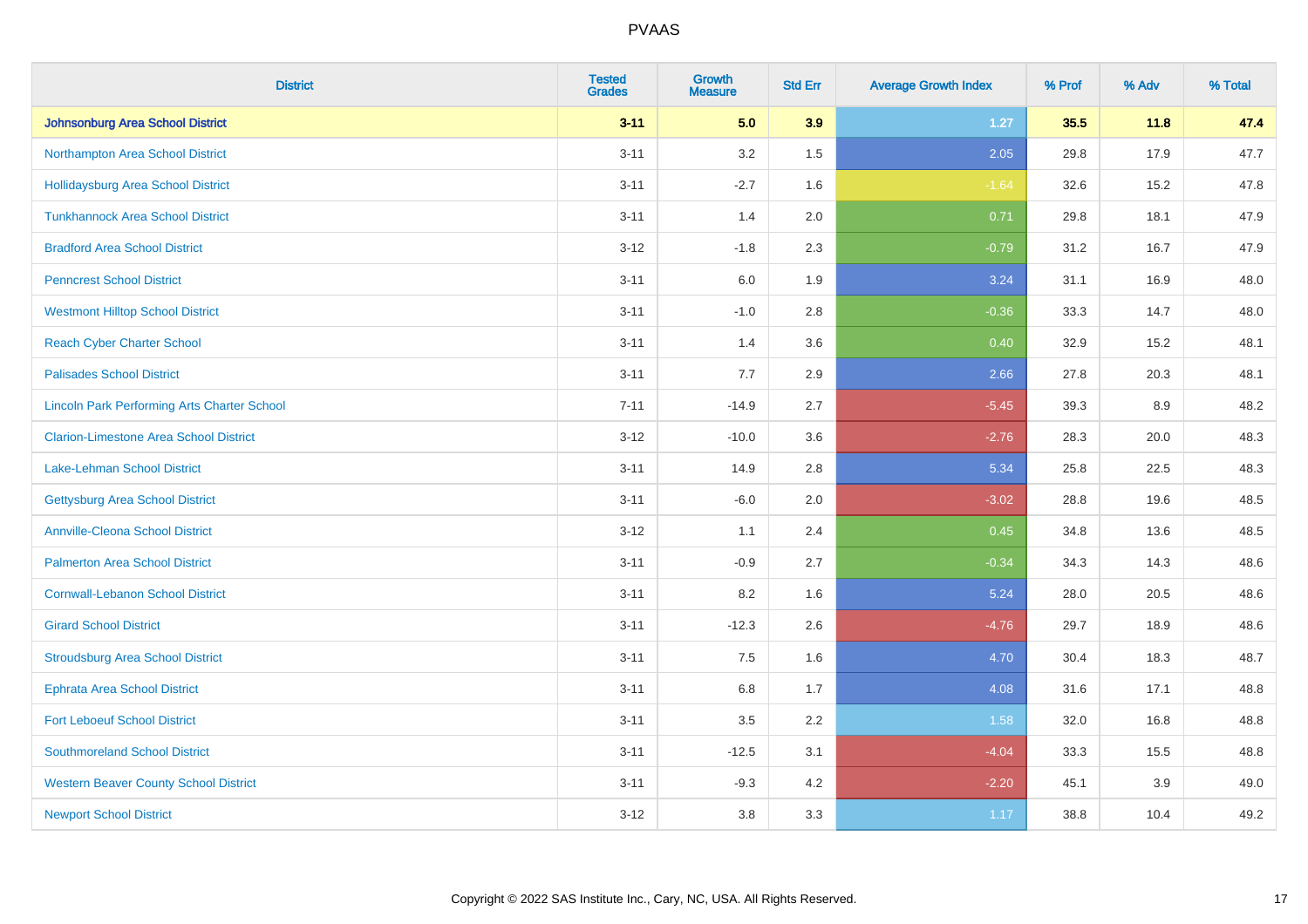| District | Tested Grades | Growth Measure | Std Err | Average Growth Index | % Prof | % Adv | % Total |
|---|---|---|---|---|---|---|---|
| **Johnsonburg Area School District** | **3-11** | **5.0** | **3.9** | **1.27** | **35.5** | **11.8** | **47.4** |
| Northampton Area School District | 3-11 | 3.2 | 1.5 | 2.05 | 29.8 | 17.9 | 47.7 |
| Hollidaysburg Area School District | 3-11 | -2.7 | 1.6 | -1.64 | 32.6 | 15.2 | 47.8 |
| Tunkhannock Area School District | 3-11 | 1.4 | 2.0 | 0.71 | 29.8 | 18.1 | 47.9 |
| Bradford Area School District | 3-12 | -1.8 | 2.3 | -0.79 | 31.2 | 16.7 | 47.9 |
| Penncrest School District | 3-11 | 6.0 | 1.9 | 3.24 | 31.1 | 16.9 | 48.0 |
| Westmont Hilltop School District | 3-11 | -1.0 | 2.8 | -0.36 | 33.3 | 14.7 | 48.0 |
| Reach Cyber Charter School | 3-11 | 1.4 | 3.6 | 0.40 | 32.9 | 15.2 | 48.1 |
| Palisades School District | 3-11 | 7.7 | 2.9 | 2.66 | 27.8 | 20.3 | 48.1 |
| Lincoln Park Performing Arts Charter School | 7-11 | -14.9 | 2.7 | -5.45 | 39.3 | 8.9 | 48.2 |
| Clarion-Limestone Area School District | 3-12 | -10.0 | 3.6 | -2.76 | 28.3 | 20.0 | 48.3 |
| Lake-Lehman School District | 3-11 | 14.9 | 2.8 | 5.34 | 25.8 | 22.5 | 48.3 |
| Gettysburg Area School District | 3-11 | -6.0 | 2.0 | -3.02 | 28.8 | 19.6 | 48.5 |
| Annville-Cleona School District | 3-12 | 1.1 | 2.4 | 0.45 | 34.8 | 13.6 | 48.5 |
| Palmerton Area School District | 3-11 | -0.9 | 2.7 | -0.34 | 34.3 | 14.3 | 48.6 |
| Cornwall-Lebanon School District | 3-11 | 8.2 | 1.6 | 5.24 | 28.0 | 20.5 | 48.6 |
| Girard School District | 3-11 | -12.3 | 2.6 | -4.76 | 29.7 | 18.9 | 48.6 |
| Stroudsburg Area School District | 3-11 | 7.5 | 1.6 | 4.70 | 30.4 | 18.3 | 48.7 |
| Ephrata Area School District | 3-11 | 6.8 | 1.7 | 4.08 | 31.6 | 17.1 | 48.8 |
| Fort Leboeuf School District | 3-11 | 3.5 | 2.2 | 1.58 | 32.0 | 16.8 | 48.8 |
| Southmoreland School District | 3-11 | -12.5 | 3.1 | -4.04 | 33.3 | 15.5 | 48.8 |
| Western Beaver County School District | 3-11 | -9.3 | 4.2 | -2.20 | 45.1 | 3.9 | 49.0 |
| Newport School District | 3-12 | 3.8 | 3.3 | 1.17 | 38.8 | 10.4 | 49.2 |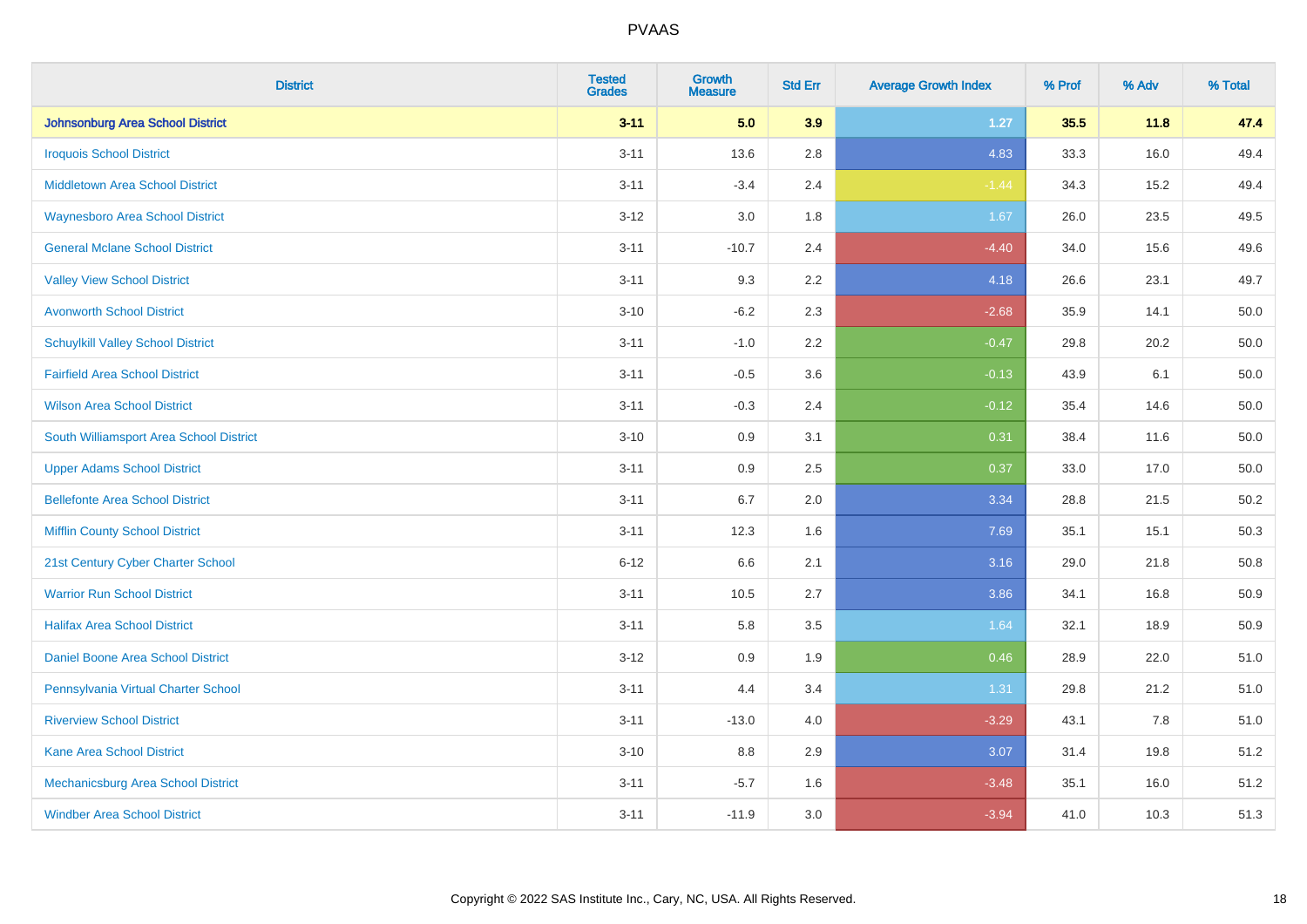| District | Tested Grades | Growth Measure | Std Err | Average Growth Index | % Prof | % Adv | % Total |
|---|---|---|---|---|---|---|---|
| **Johnsonburg Area School District** | **3-11** | **5.0** | **3.9** | **1.27** | **35.5** | **11.8** | **47.4** |
| Iroquois School District | 3-11 | 13.6 | 2.8 | 4.83 | 33.3 | 16.0 | 49.4 |
| Middletown Area School District | 3-11 | -3.4 | 2.4 | -1.44 | 34.3 | 15.2 | 49.4 |
| Waynesboro Area School District | 3-12 | 3.0 | 1.8 | 1.67 | 26.0 | 23.5 | 49.5 |
| General Mclane School District | 3-11 | -10.7 | 2.4 | -4.40 | 34.0 | 15.6 | 49.6 |
| Valley View School District | 3-11 | 9.3 | 2.2 | 4.18 | 26.6 | 23.1 | 49.7 |
| Avonworth School District | 3-10 | -6.2 | 2.3 | -2.68 | 35.9 | 14.1 | 50.0 |
| Schuylkill Valley School District | 3-11 | -1.0 | 2.2 | -0.47 | 29.8 | 20.2 | 50.0 |
| Fairfield Area School District | 3-11 | -0.5 | 3.6 | -0.13 | 43.9 | 6.1 | 50.0 |
| Wilson Area School District | 3-11 | -0.3 | 2.4 | -0.12 | 35.4 | 14.6 | 50.0 |
| South Williamsport Area School District | 3-10 | 0.9 | 3.1 | 0.31 | 38.4 | 11.6 | 50.0 |
| Upper Adams School District | 3-11 | 0.9 | 2.5 | 0.37 | 33.0 | 17.0 | 50.0 |
| Bellefonte Area School District | 3-11 | 6.7 | 2.0 | 3.34 | 28.8 | 21.5 | 50.2 |
| Mifflin County School District | 3-11 | 12.3 | 1.6 | 7.69 | 35.1 | 15.1 | 50.3 |
| 21st Century Cyber Charter School | 6-12 | 6.6 | 2.1 | 3.16 | 29.0 | 21.8 | 50.8 |
| Warrior Run School District | 3-11 | 10.5 | 2.7 | 3.86 | 34.1 | 16.8 | 50.9 |
| Halifax Area School District | 3-11 | 5.8 | 3.5 | 1.64 | 32.1 | 18.9 | 50.9 |
| Daniel Boone Area School District | 3-12 | 0.9 | 1.9 | 0.46 | 28.9 | 22.0 | 51.0 |
| Pennsylvania Virtual Charter School | 3-11 | 4.4 | 3.4 | 1.31 | 29.8 | 21.2 | 51.0 |
| Riverview School District | 3-11 | -13.0 | 4.0 | -3.29 | 43.1 | 7.8 | 51.0 |
| Kane Area School District | 3-10 | 8.8 | 2.9 | 3.07 | 31.4 | 19.8 | 51.2 |
| Mechanicsburg Area School District | 3-11 | -5.7 | 1.6 | -3.48 | 35.1 | 16.0 | 51.2 |
| Windber Area School District | 3-11 | -11.9 | 3.0 | -3.94 | 41.0 | 10.3 | 51.3 |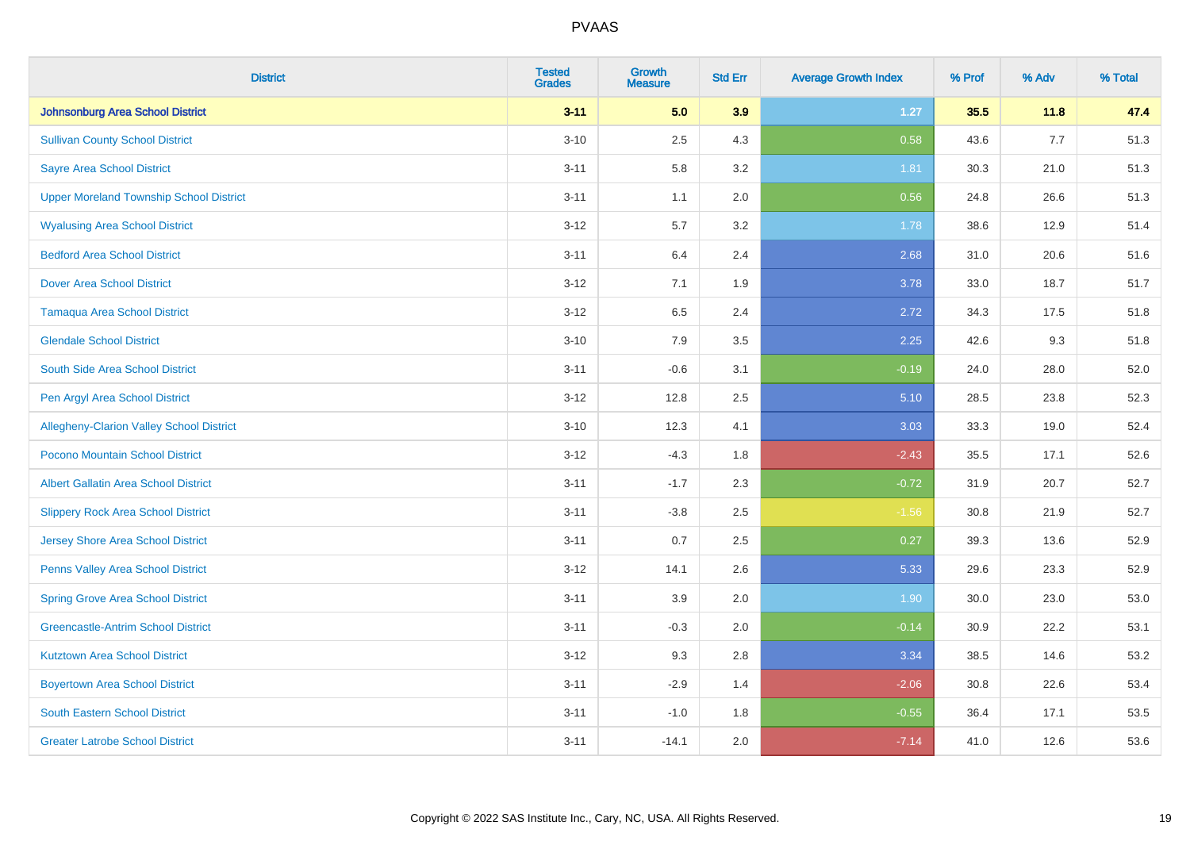# PVAAS

| District | Tested Grades | Growth Measure | Std Err | Average Growth Index | % Prof | % Adv | % Total |
|---|---|---|---|---|---|---|---|
| **Johnsonburg Area School District** | **3-11** | **5.0** | **3.9** | **1.27** | **35.5** | **11.8** | **47.4** |
| Sullivan County School District | 3-10 | 2.5 | 4.3 | 0.58 | 43.6 | 7.7 | 51.3 |
| Sayre Area School District | 3-11 | 5.8 | 3.2 | 1.81 | 30.3 | 21.0 | 51.3 |
| Upper Moreland Township School District | 3-11 | 1.1 | 2.0 | 0.56 | 24.8 | 26.6 | 51.3 |
| Wyalusing Area School District | 3-12 | 5.7 | 3.2 | 1.78 | 38.6 | 12.9 | 51.4 |
| Bedford Area School District | 3-11 | 6.4 | 2.4 | 2.68 | 31.0 | 20.6 | 51.6 |
| Dover Area School District | 3-12 | 7.1 | 1.9 | 3.78 | 33.0 | 18.7 | 51.7 |
| Tamaqua Area School District | 3-12 | 6.5 | 2.4 | 2.72 | 34.3 | 17.5 | 51.8 |
| Glendale School District | 3-10 | 7.9 | 3.5 | 2.25 | 42.6 | 9.3 | 51.8 |
| South Side Area School District | 3-11 | -0.6 | 3.1 | -0.19 | 24.0 | 28.0 | 52.0 |
| Pen Argyl Area School District | 3-12 | 12.8 | 2.5 | 5.10 | 28.5 | 23.8 | 52.3 |
| Allegheny-Clarion Valley School District | 3-10 | 12.3 | 4.1 | 3.03 | 33.3 | 19.0 | 52.4 |
| Pocono Mountain School District | 3-12 | -4.3 | 1.8 | -2.43 | 35.5 | 17.1 | 52.6 |
| Albert Gallatin Area School District | 3-11 | -1.7 | 2.3 | -0.72 | 31.9 | 20.7 | 52.7 |
| Slippery Rock Area School District | 3-11 | -3.8 | 2.5 | -1.56 | 30.8 | 21.9 | 52.7 |
| Jersey Shore Area School District | 3-11 | 0.7 | 2.5 | 0.27 | 39.3 | 13.6 | 52.9 |
| Penns Valley Area School District | 3-12 | 14.1 | 2.6 | 5.33 | 29.6 | 23.3 | 52.9 |
| Spring Grove Area School District | 3-11 | 3.9 | 2.0 | 1.90 | 30.0 | 23.0 | 53.0 |
| Greencastle-Antrim School District | 3-11 | -0.3 | 2.0 | -0.14 | 30.9 | 22.2 | 53.1 |
| Kutztown Area School District | 3-12 | 9.3 | 2.8 | 3.34 | 38.5 | 14.6 | 53.2 |
| Boyertown Area School District | 3-11 | -2.9 | 1.4 | -2.06 | 30.8 | 22.6 | 53.4 |
| South Eastern School District | 3-11 | -1.0 | 1.8 | -0.55 | 36.4 | 17.1 | 53.5 |
| Greater Latrobe School District | 3-11 | -14.1 | 2.0 | -7.14 | 41.0 | 12.6 | 53.6 |

Copyright © 2022 SAS Institute Inc., Cary, NC, USA. All Rights Reserved.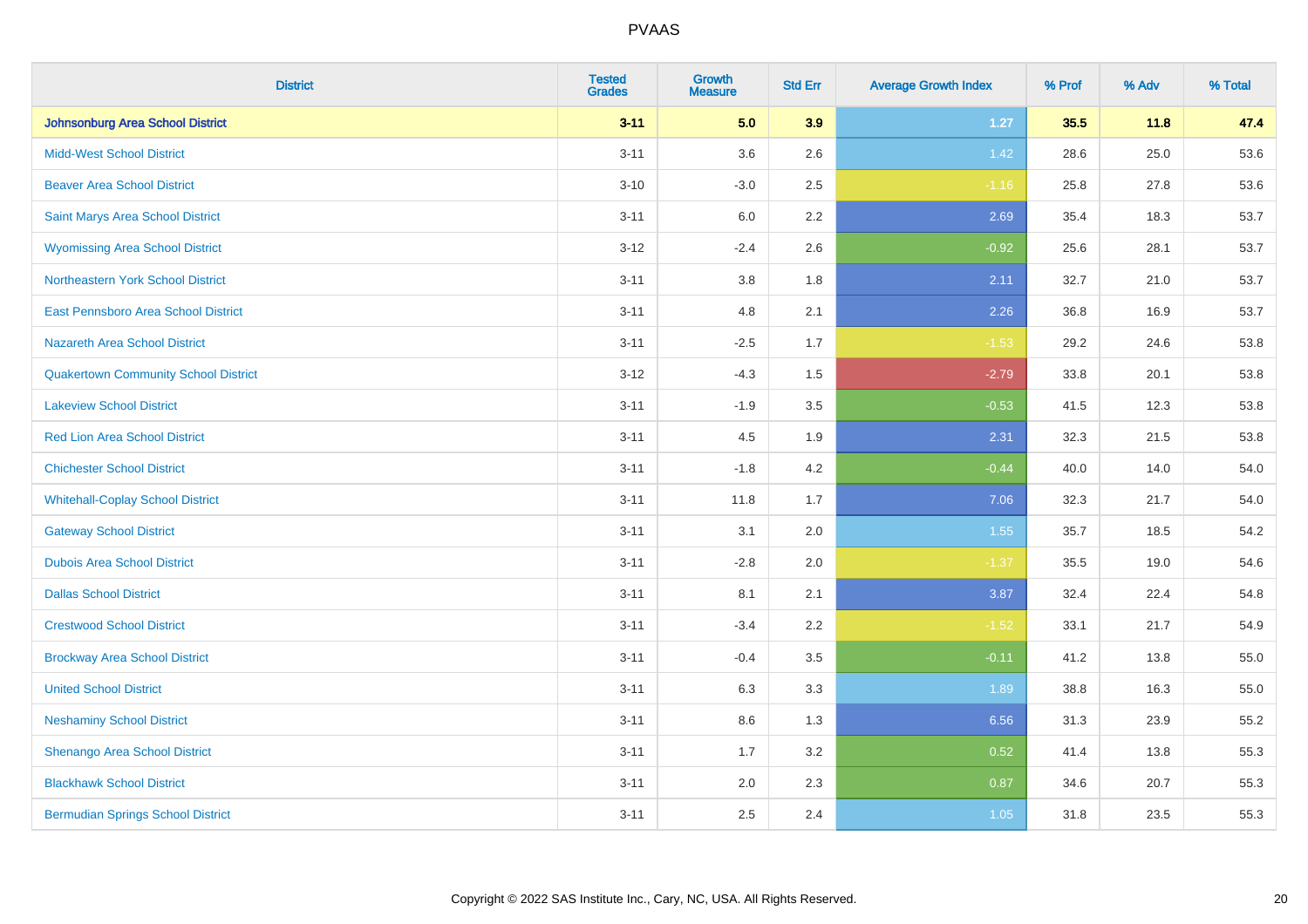# PVAAS

| District | Tested Grades | Growth Measure | Std Err | Average Growth Index | % Prof | % Adv | % Total |
|---|---|---|---|---|---|---|---|
| **Johnsonburg Area School District** | **3-11** | **5.0** | **3.9** | **1.27** | **35.5** | **11.8** | **47.4** |
| Midd-West School District | 3-11 | 3.6 | 2.6 | 1.42 | 28.6 | 25.0 | 53.6 |
| Beaver Area School District | 3-10 | -3.0 | 2.5 | -1.16 | 25.8 | 27.8 | 53.6 |
| Saint Marys Area School District | 3-11 | 6.0 | 2.2 | 2.69 | 35.4 | 18.3 | 53.7 |
| Wyomissing Area School District | 3-12 | -2.4 | 2.6 | -0.92 | 25.6 | 28.1 | 53.7 |
| Northeastern York School District | 3-11 | 3.8 | 1.8 | 2.11 | 32.7 | 21.0 | 53.7 |
| East Pennsboro Area School District | 3-11 | 4.8 | 2.1 | 2.26 | 36.8 | 16.9 | 53.7 |
| Nazareth Area School District | 3-11 | -2.5 | 1.7 | -1.53 | 29.2 | 24.6 | 53.8 |
| Quakertown Community School District | 3-12 | -4.3 | 1.5 | -2.79 | 33.8 | 20.1 | 53.8 |
| Lakeview School District | 3-11 | -1.9 | 3.5 | -0.53 | 41.5 | 12.3 | 53.8 |
| Red Lion Area School District | 3-11 | 4.5 | 1.9 | 2.31 | 32.3 | 21.5 | 53.8 |
| Chichester School District | 3-11 | -1.8 | 4.2 | -0.44 | 40.0 | 14.0 | 54.0 |
| Whitehall-Coplay School District | 3-11 | 11.8 | 1.7 | 7.06 | 32.3 | 21.7 | 54.0 |
| Gateway School District | 3-11 | 3.1 | 2.0 | 1.55 | 35.7 | 18.5 | 54.2 |
| Dubois Area School District | 3-11 | -2.8 | 2.0 | -1.37 | 35.5 | 19.0 | 54.6 |
| Dallas School District | 3-11 | 8.1 | 2.1 | 3.87 | 32.4 | 22.4 | 54.8 |
| Crestwood School District | 3-11 | -3.4 | 2.2 | -1.52 | 33.1 | 21.7 | 54.9 |
| Brockway Area School District | 3-11 | -0.4 | 3.5 | -0.11 | 41.2 | 13.8 | 55.0 |
| United School District | 3-11 | 6.3 | 3.3 | 1.89 | 38.8 | 16.3 | 55.0 |
| Neshaminy School District | 3-11 | 8.6 | 1.3 | 6.56 | 31.3 | 23.9 | 55.2 |
| Shenango Area School District | 3-11 | 1.7 | 3.2 | 0.52 | 41.4 | 13.8 | 55.3 |
| Blackhawk School District | 3-11 | 2.0 | 2.3 | 0.87 | 34.6 | 20.7 | 55.3 |
| Bermudian Springs School District | 3-11 | 2.5 | 2.4 | 1.05 | 31.8 | 23.5 | 55.3 |

Copyright © 2022 SAS Institute Inc., Cary, NC, USA. All Rights Reserved.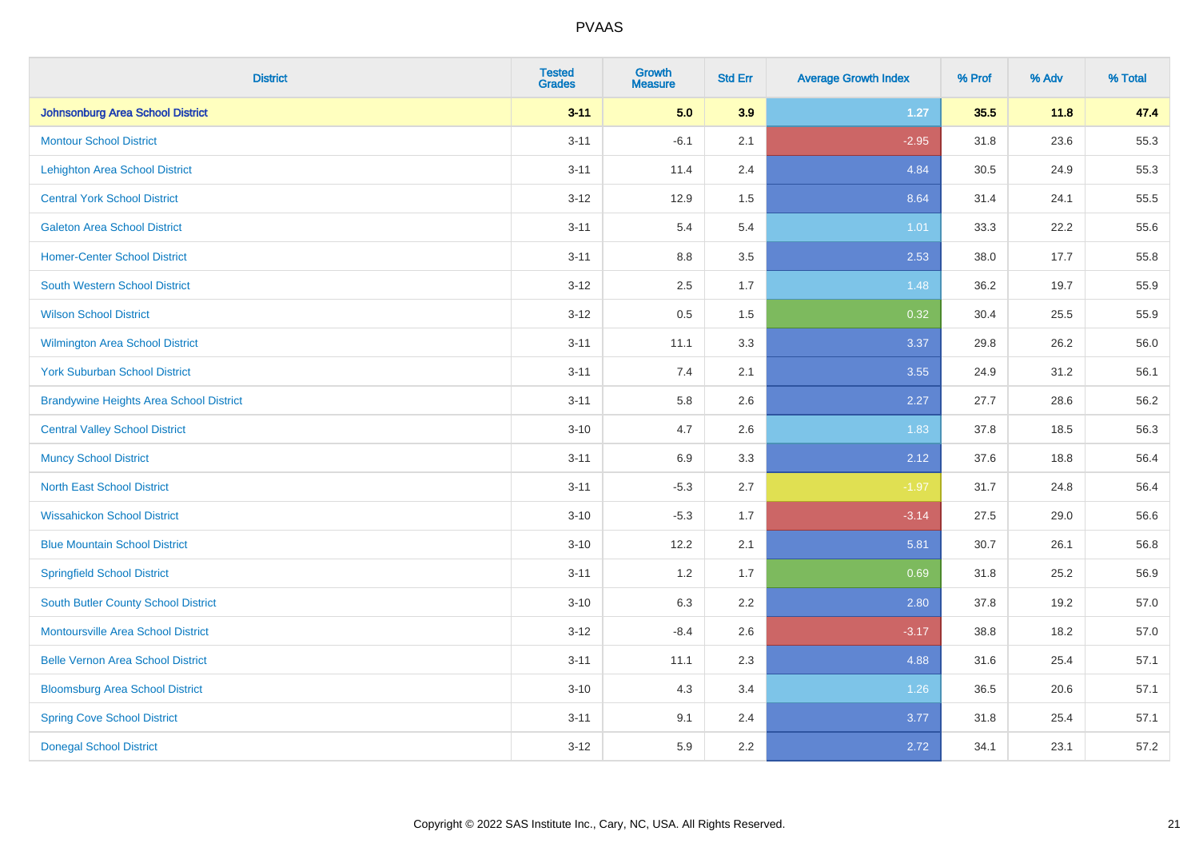| District | Tested Grades | Growth Measure | Std Err | Average Growth Index | % Prof | % Adv | % Total |
|---|---|---|---|---|---|---|---|
| **Johnsonburg Area School District** | **3-11** | **5.0** | **3.9** | **1.27** | **35.5** | **11.8** | **47.4** |
| Montour School District | 3-11 | -6.1 | 2.1 | -2.95 | 31.8 | 23.6 | 55.3 |
| Lehighton Area School District | 3-11 | 11.4 | 2.4 | 4.84 | 30.5 | 24.9 | 55.3 |
| Central York School District | 3-12 | 12.9 | 1.5 | 8.64 | 31.4 | 24.1 | 55.5 |
| Galeton Area School District | 3-11 | 5.4 | 5.4 | 1.01 | 33.3 | 22.2 | 55.6 |
| Homer-Center School District | 3-11 | 8.8 | 3.5 | 2.53 | 38.0 | 17.7 | 55.8 |
| South Western School District | 3-12 | 2.5 | 1.7 | 1.48 | 36.2 | 19.7 | 55.9 |
| Wilson School District | 3-12 | 0.5 | 1.5 | 0.32 | 30.4 | 25.5 | 55.9 |
| Wilmington Area School District | 3-11 | 11.1 | 3.3 | 3.37 | 29.8 | 26.2 | 56.0 |
| York Suburban School District | 3-11 | 7.4 | 2.1 | 3.55 | 24.9 | 31.2 | 56.1 |
| Brandywine Heights Area School District | 3-11 | 5.8 | 2.6 | 2.27 | 27.7 | 28.6 | 56.2 |
| Central Valley School District | 3-10 | 4.7 | 2.6 | 1.83 | 37.8 | 18.5 | 56.3 |
| Muncy School District | 3-11 | 6.9 | 3.3 | 2.12 | 37.6 | 18.8 | 56.4 |
| North East School District | 3-11 | -5.3 | 2.7 | -1.97 | 31.7 | 24.8 | 56.4 |
| Wissahickon School District | 3-10 | -5.3 | 1.7 | -3.14 | 27.5 | 29.0 | 56.6 |
| Blue Mountain School District | 3-10 | 12.2 | 2.1 | 5.81 | 30.7 | 26.1 | 56.8 |
| Springfield School District | 3-11 | 1.2 | 1.7 | 0.69 | 31.8 | 25.2 | 56.9 |
| South Butler County School District | 3-10 | 6.3 | 2.2 | 2.80 | 37.8 | 19.2 | 57.0 |
| Montoursville Area School District | 3-12 | -8.4 | 2.6 | -3.17 | 38.8 | 18.2 | 57.0 |
| Belle Vernon Area School District | 3-11 | 11.1 | 2.3 | 4.88 | 31.6 | 25.4 | 57.1 |
| Bloomsburg Area School District | 3-10 | 4.3 | 3.4 | 1.26 | 36.5 | 20.6 | 57.1 |
| Spring Cove School District | 3-11 | 9.1 | 2.4 | 3.77 | 31.8 | 25.4 | 57.1 |
| Donegal School District | 3-12 | 5.9 | 2.2 | 2.72 | 34.1 | 23.1 | 57.2 |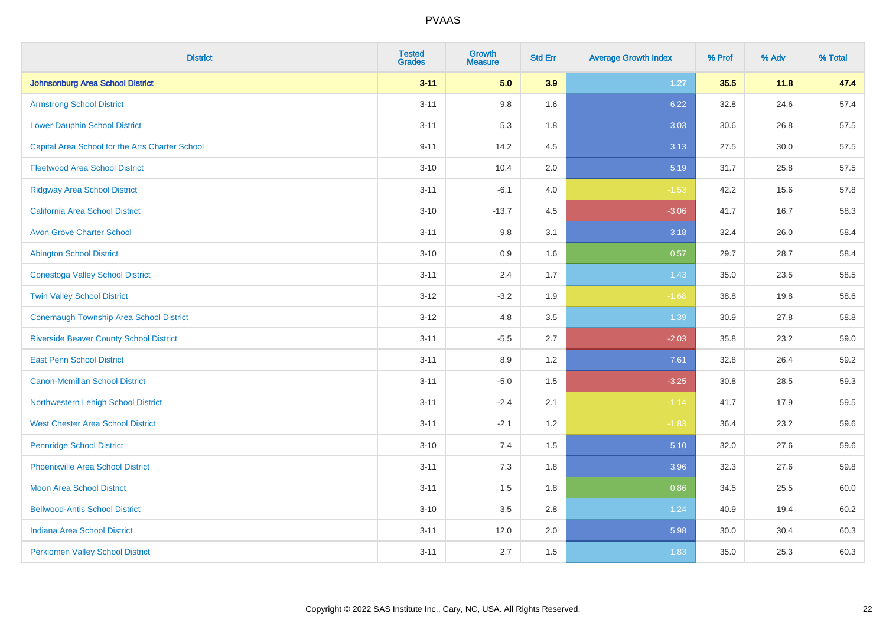| District | Tested Grades | Growth Measure | Std Err | Average Growth Index | % Prof | % Adv | % Total |
|---|---|---|---|---|---|---|---|
| **Johnsonburg Area School District** | **3-11** | **5.0** | **3.9** | **1.27** | **35.5** | **11.8** | **47.4** |
| Armstrong School District | 3-11 | 9.8 | 1.6 | 6.22 | 32.8 | 24.6 | 57.4 |
| Lower Dauphin School District | 3-11 | 5.3 | 1.8 | 3.03 | 30.6 | 26.8 | 57.5 |
| Capital Area School for the Arts Charter School | 9-11 | 14.2 | 4.5 | 3.13 | 27.5 | 30.0 | 57.5 |
| Fleetwood Area School District | 3-10 | 10.4 | 2.0 | 5.19 | 31.7 | 25.8 | 57.5 |
| Ridgway Area School District | 3-11 | -6.1 | 4.0 | -1.53 | 42.2 | 15.6 | 57.8 |
| California Area School District | 3-10 | -13.7 | 4.5 | -3.06 | 41.7 | 16.7 | 58.3 |
| Avon Grove Charter School | 3-11 | 9.8 | 3.1 | 3.18 | 32.4 | 26.0 | 58.4 |
| Abington School District | 3-10 | 0.9 | 1.6 | 0.57 | 29.7 | 28.7 | 58.4 |
| Conestoga Valley School District | 3-11 | 2.4 | 1.7 | 1.43 | 35.0 | 23.5 | 58.5 |
| Twin Valley School District | 3-12 | -3.2 | 1.9 | -1.68 | 38.8 | 19.8 | 58.6 |
| Conemaugh Township Area School District | 3-12 | 4.8 | 3.5 | 1.39 | 30.9 | 27.8 | 58.8 |
| Riverside Beaver County School District | 3-11 | -5.5 | 2.7 | -2.03 | 35.8 | 23.2 | 59.0 |
| East Penn School District | 3-11 | 8.9 | 1.2 | 7.61 | 32.8 | 26.4 | 59.2 |
| Canon-Mcmillan School District | 3-11 | -5.0 | 1.5 | -3.25 | 30.8 | 28.5 | 59.3 |
| Northwestern Lehigh School District | 3-11 | -2.4 | 2.1 | -1.14 | 41.7 | 17.9 | 59.5 |
| West Chester Area School District | 3-11 | -2.1 | 1.2 | -1.83 | 36.4 | 23.2 | 59.6 |
| Pennridge School District | 3-10 | 7.4 | 1.5 | 5.10 | 32.0 | 27.6 | 59.6 |
| Phoenixville Area School District | 3-11 | 7.3 | 1.8 | 3.96 | 32.3 | 27.6 | 59.8 |
| Moon Area School District | 3-11 | 1.5 | 1.8 | 0.86 | 34.5 | 25.5 | 60.0 |
| Bellwood-Antis School District | 3-10 | 3.5 | 2.8 | 1.24 | 40.9 | 19.4 | 60.2 |
| Indiana Area School District | 3-11 | 12.0 | 2.0 | 5.98 | 30.0 | 30.4 | 60.3 |
| Perkiomen Valley School District | 3-11 | 2.7 | 1.5 | 1.83 | 35.0 | 25.3 | 60.3 |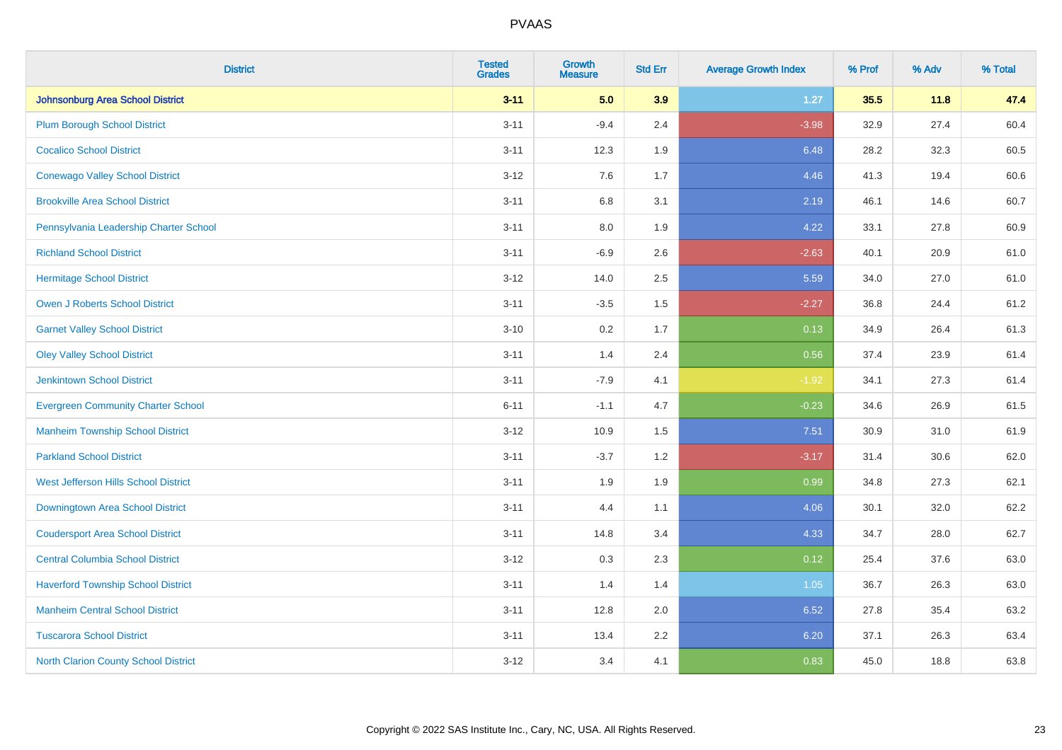# PVAAS

| District | Tested Grades | Growth Measure | Std Err | Average Growth Index | % Prof | % Adv | % Total |
|---|---|---|---|---|---|---|---|
| **Johnsonburg Area School District** | **3-11** | **5.0** | **3.9** | **1.27** | **35.5** | **11.8** | **47.4** |
| Plum Borough School District | 3-11 | -9.4 | 2.4 | -3.98 | 32.9 | 27.4 | 60.4 |
| Cocalico School District | 3-11 | 12.3 | 1.9 | 6.48 | 28.2 | 32.3 | 60.5 |
| Conewago Valley School District | 3-12 | 7.6 | 1.7 | 4.46 | 41.3 | 19.4 | 60.6 |
| Brookville Area School District | 3-11 | 6.8 | 3.1 | 2.19 | 46.1 | 14.6 | 60.7 |
| Pennsylvania Leadership Charter School | 3-11 | 8.0 | 1.9 | 4.22 | 33.1 | 27.8 | 60.9 |
| Richland School District | 3-11 | -6.9 | 2.6 | -2.63 | 40.1 | 20.9 | 61.0 |
| Hermitage School District | 3-12 | 14.0 | 2.5 | 5.59 | 34.0 | 27.0 | 61.0 |
| Owen J Roberts School District | 3-11 | -3.5 | 1.5 | -2.27 | 36.8 | 24.4 | 61.2 |
| Garnet Valley School District | 3-10 | 0.2 | 1.7 | 0.13 | 34.9 | 26.4 | 61.3 |
| Oley Valley School District | 3-11 | 1.4 | 2.4 | 0.56 | 37.4 | 23.9 | 61.4 |
| Jenkintown School District | 3-11 | -7.9 | 4.1 | -1.92 | 34.1 | 27.3 | 61.4 |
| Evergreen Community Charter School | 6-11 | -1.1 | 4.7 | -0.23 | 34.6 | 26.9 | 61.5 |
| Manheim Township School District | 3-12 | 10.9 | 1.5 | 7.51 | 30.9 | 31.0 | 61.9 |
| Parkland School District | 3-11 | -3.7 | 1.2 | -3.17 | 31.4 | 30.6 | 62.0 |
| West Jefferson Hills School District | 3-11 | 1.9 | 1.9 | 0.99 | 34.8 | 27.3 | 62.1 |
| Downingtown Area School District | 3-11 | 4.4 | 1.1 | 4.06 | 30.1 | 32.0 | 62.2 |
| Coudersport Area School District | 3-11 | 14.8 | 3.4 | 4.33 | 34.7 | 28.0 | 62.7 |
| Central Columbia School District | 3-12 | 0.3 | 2.3 | 0.12 | 25.4 | 37.6 | 63.0 |
| Haverford Township School District | 3-11 | 1.4 | 1.4 | 1.05 | 36.7 | 26.3 | 63.0 |
| Manheim Central School District | 3-11 | 12.8 | 2.0 | 6.52 | 27.8 | 35.4 | 63.2 |
| Tuscarora School District | 3-11 | 13.4 | 2.2 | 6.20 | 37.1 | 26.3 | 63.4 |
| North Clarion County School District | 3-12 | 3.4 | 4.1 | 0.83 | 45.0 | 18.8 | 63.8 |

Copyright © 2022 SAS Institute Inc., Cary, NC, USA. All Rights Reserved.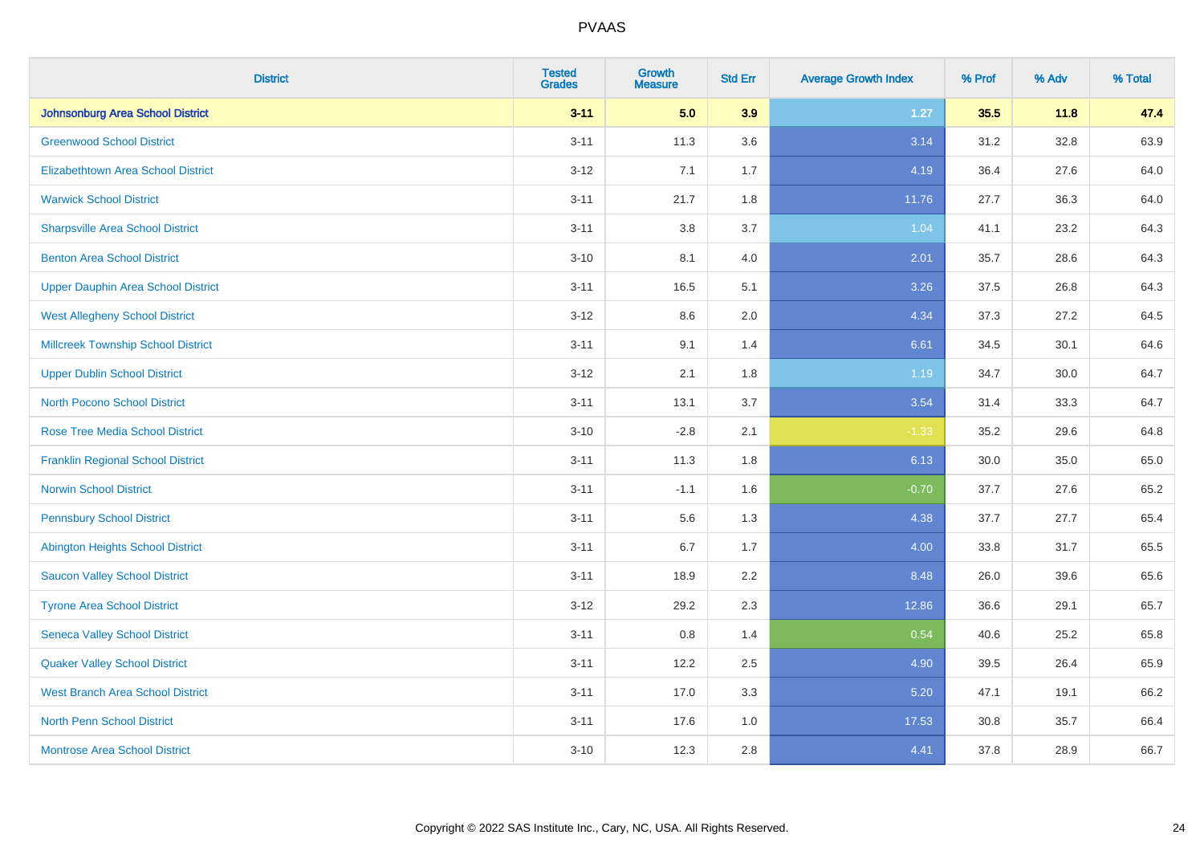| District | Tested Grades | Growth Measure | Std Err | Average Growth Index | % Prof | % Adv | % Total |
|---|---|---|---|---|---|---|---|
| **Johnsonburg Area School District** | **3-11** | **5.0** | **3.9** | **1.27** | **35.5** | **11.8** | **47.4** |
| Greenwood School District | 3-11 | 11.3 | 3.6 | 3.14 | 31.2 | 32.8 | 63.9 |
| Elizabethtown Area School District | 3-12 | 7.1 | 1.7 | 4.19 | 36.4 | 27.6 | 64.0 |
| Warwick School District | 3-11 | 21.7 | 1.8 | 11.76 | 27.7 | 36.3 | 64.0 |
| Sharpsville Area School District | 3-11 | 3.8 | 3.7 | 1.04 | 41.1 | 23.2 | 64.3 |
| Benton Area School District | 3-10 | 8.1 | 4.0 | 2.01 | 35.7 | 28.6 | 64.3 |
| Upper Dauphin Area School District | 3-11 | 16.5 | 5.1 | 3.26 | 37.5 | 26.8 | 64.3 |
| West Allegheny School District | 3-12 | 8.6 | 2.0 | 4.34 | 37.3 | 27.2 | 64.5 |
| Millcreek Township School District | 3-11 | 9.1 | 1.4 | 6.61 | 34.5 | 30.1 | 64.6 |
| Upper Dublin School District | 3-12 | 2.1 | 1.8 | 1.19 | 34.7 | 30.0 | 64.7 |
| North Pocono School District | 3-11 | 13.1 | 3.7 | 3.54 | 31.4 | 33.3 | 64.7 |
| Rose Tree Media School District | 3-10 | -2.8 | 2.1 | -1.33 | 35.2 | 29.6 | 64.8 |
| Franklin Regional School District | 3-11 | 11.3 | 1.8 | 6.13 | 30.0 | 35.0 | 65.0 |
| Norwin School District | 3-11 | -1.1 | 1.6 | -0.70 | 37.7 | 27.6 | 65.2 |
| Pennsbury School District | 3-11 | 5.6 | 1.3 | 4.38 | 37.7 | 27.7 | 65.4 |
| Abington Heights School District | 3-11 | 6.7 | 1.7 | 4.00 | 33.8 | 31.7 | 65.5 |
| Saucon Valley School District | 3-11 | 18.9 | 2.2 | 8.48 | 26.0 | 39.6 | 65.6 |
| Tyrone Area School District | 3-12 | 29.2 | 2.3 | 12.86 | 36.6 | 29.1 | 65.7 |
| Seneca Valley School District | 3-11 | 0.8 | 1.4 | 0.54 | 40.6 | 25.2 | 65.8 |
| Quaker Valley School District | 3-11 | 12.2 | 2.5 | 4.90 | 39.5 | 26.4 | 65.9 |
| West Branch Area School District | 3-11 | 17.0 | 3.3 | 5.20 | 47.1 | 19.1 | 66.2 |
| North Penn School District | 3-11 | 17.6 | 1.0 | 17.53 | 30.8 | 35.7 | 66.4 |
| Montrose Area School District | 3-10 | 12.3 | 2.8 | 4.41 | 37.8 | 28.9 | 66.7 |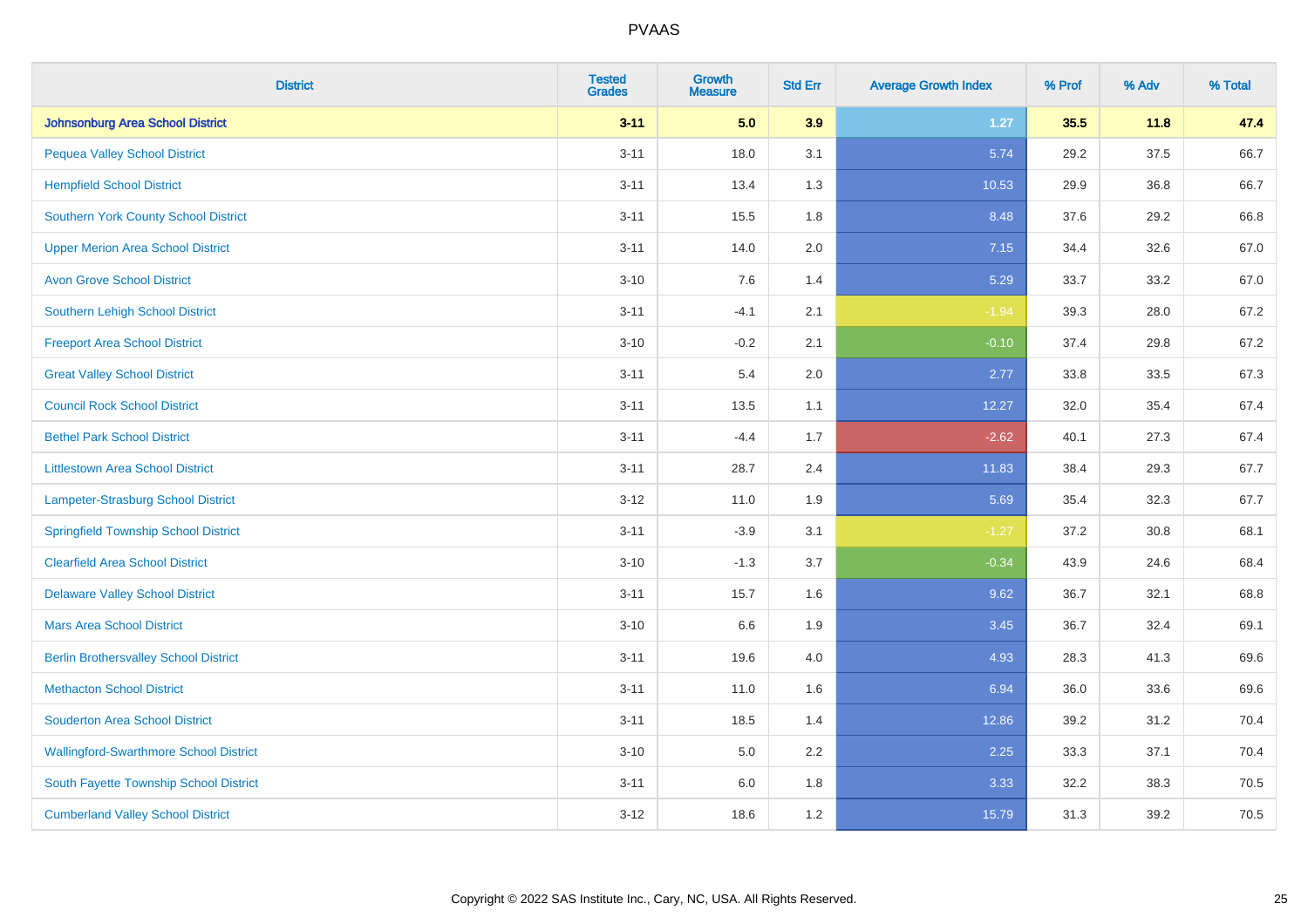# PVAAS

| District | Tested Grades | Growth Measure | Std Err | Average Growth Index | % Prof | % Adv | % Total |
|---|---|---|---|---|---|---|---|
| **Johnsonburg Area School District** | **3-11** | **5.0** | **3.9** | **1.27** | **35.5** | **11.8** | **47.4** |
| Pequea Valley School District | 3-11 | 18.0 | 3.1 | 5.74 | 29.2 | 37.5 | 66.7 |
| Hempfield School District | 3-11 | 13.4 | 1.3 | 10.53 | 29.9 | 36.8 | 66.7 |
| Southern York County School District | 3-11 | 15.5 | 1.8 | 8.48 | 37.6 | 29.2 | 66.8 |
| Upper Merion Area School District | 3-11 | 14.0 | 2.0 | 7.15 | 34.4 | 32.6 | 67.0 |
| Avon Grove School District | 3-10 | 7.6 | 1.4 | 5.29 | 33.7 | 33.2 | 67.0 |
| Southern Lehigh School District | 3-11 | -4.1 | 2.1 | -1.94 | 39.3 | 28.0 | 67.2 |
| Freeport Area School District | 3-10 | -0.2 | 2.1 | -0.10 | 37.4 | 29.8 | 67.2 |
| Great Valley School District | 3-11 | 5.4 | 2.0 | 2.77 | 33.8 | 33.5 | 67.3 |
| Council Rock School District | 3-11 | 13.5 | 1.1 | 12.27 | 32.0 | 35.4 | 67.4 |
| Bethel Park School District | 3-11 | -4.4 | 1.7 | -2.62 | 40.1 | 27.3 | 67.4 |
| Littlestown Area School District | 3-11 | 28.7 | 2.4 | 11.83 | 38.4 | 29.3 | 67.7 |
| Lampeter-Strasburg School District | 3-12 | 11.0 | 1.9 | 5.69 | 35.4 | 32.3 | 67.7 |
| Springfield Township School District | 3-11 | -3.9 | 3.1 | -1.27 | 37.2 | 30.8 | 68.1 |
| Clearfield Area School District | 3-10 | -1.3 | 3.7 | -0.34 | 43.9 | 24.6 | 68.4 |
| Delaware Valley School District | 3-11 | 15.7 | 1.6 | 9.62 | 36.7 | 32.1 | 68.8 |
| Mars Area School District | 3-10 | 6.6 | 1.9 | 3.45 | 36.7 | 32.4 | 69.1 |
| Berlin Brothersvalley School District | 3-11 | 19.6 | 4.0 | 4.93 | 28.3 | 41.3 | 69.6 |
| Methacton School District | 3-11 | 11.0 | 1.6 | 6.94 | 36.0 | 33.6 | 69.6 |
| Souderton Area School District | 3-11 | 18.5 | 1.4 | 12.86 | 39.2 | 31.2 | 70.4 |
| Wallingford-Swarthmore School District | 3-10 | 5.0 | 2.2 | 2.25 | 33.3 | 37.1 | 70.4 |
| South Fayette Township School District | 3-11 | 6.0 | 1.8 | 3.33 | 32.2 | 38.3 | 70.5 |
| Cumberland Valley School District | 3-12 | 18.6 | 1.2 | 15.79 | 31.3 | 39.2 | 70.5 |

Copyright © 2022 SAS Institute Inc., Cary, NC, USA. All Rights Reserved.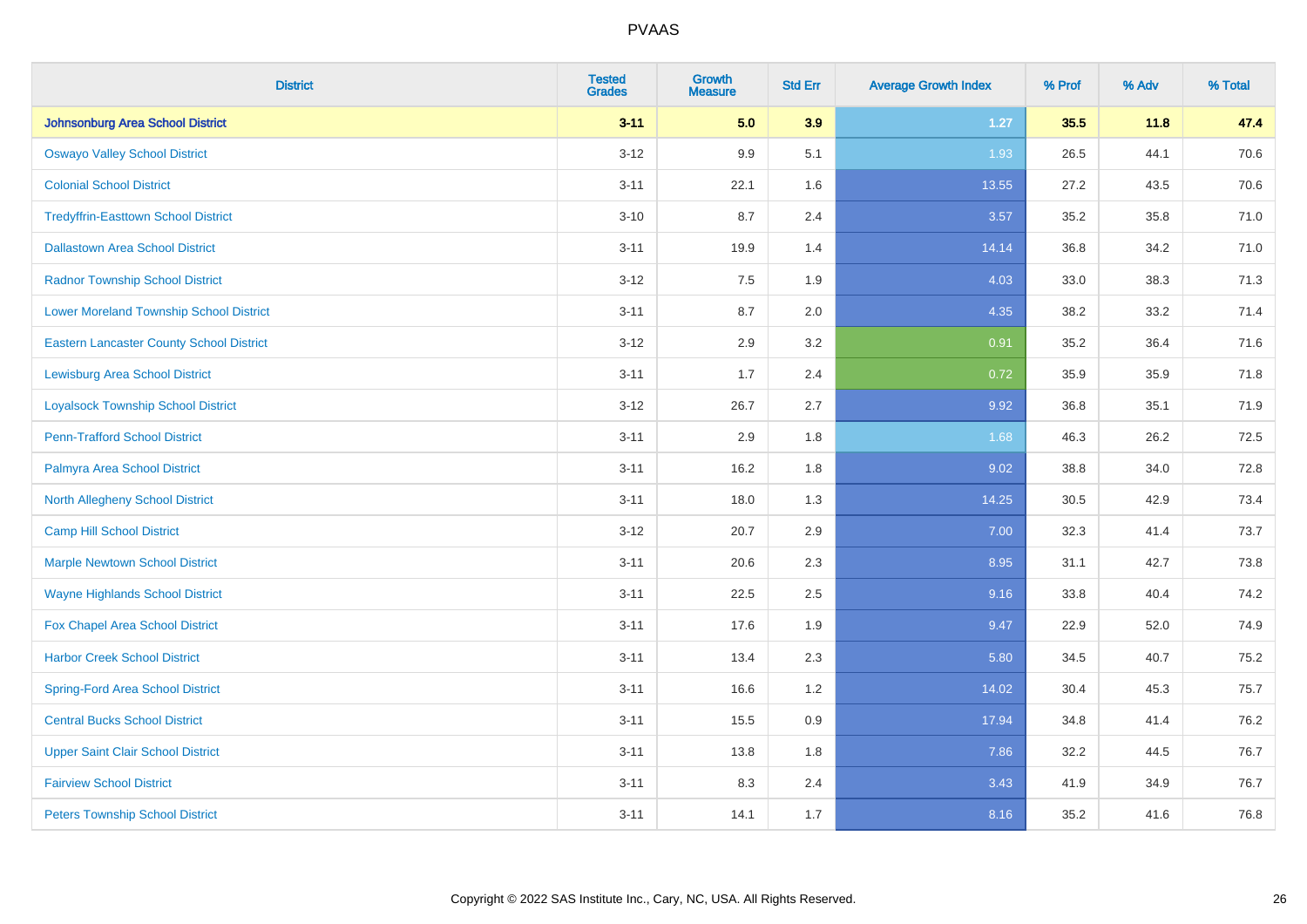| District | Tested Grades | Growth Measure | Std Err | Average Growth Index | % Prof | % Adv | % Total |
|---|---|---|---|---|---|---|---|
| **Johnsonburg Area School District** | **3-11** | **5.0** | **3.9** | **1.27** | **35.5** | **11.8** | **47.4** |
| Oswayo Valley School District | 3-12 | 9.9 | 5.1 | 1.93 | 26.5 | 44.1 | 70.6 |
| Colonial School District | 3-11 | 22.1 | 1.6 | 13.55 | 27.2 | 43.5 | 70.6 |
| Tredyffrin-Easttown School District | 3-10 | 8.7 | 2.4 | 3.57 | 35.2 | 35.8 | 71.0 |
| Dallastown Area School District | 3-11 | 19.9 | 1.4 | 14.14 | 36.8 | 34.2 | 71.0 |
| Radnor Township School District | 3-12 | 7.5 | 1.9 | 4.03 | 33.0 | 38.3 | 71.3 |
| Lower Moreland Township School District | 3-11 | 8.7 | 2.0 | 4.35 | 38.2 | 33.2 | 71.4 |
| Eastern Lancaster County School District | 3-12 | 2.9 | 3.2 | 0.91 | 35.2 | 36.4 | 71.6 |
| Lewisburg Area School District | 3-11 | 1.7 | 2.4 | 0.72 | 35.9 | 35.9 | 71.8 |
| Loyalsock Township School District | 3-12 | 26.7 | 2.7 | 9.92 | 36.8 | 35.1 | 71.9 |
| Penn-Trafford School District | 3-11 | 2.9 | 1.8 | 1.68 | 46.3 | 26.2 | 72.5 |
| Palmyra Area School District | 3-11 | 16.2 | 1.8 | 9.02 | 38.8 | 34.0 | 72.8 |
| North Allegheny School District | 3-11 | 18.0 | 1.3 | 14.25 | 30.5 | 42.9 | 73.4 |
| Camp Hill School District | 3-12 | 20.7 | 2.9 | 7.00 | 32.3 | 41.4 | 73.7 |
| Marple Newtown School District | 3-11 | 20.6 | 2.3 | 8.95 | 31.1 | 42.7 | 73.8 |
| Wayne Highlands School District | 3-11 | 22.5 | 2.5 | 9.16 | 33.8 | 40.4 | 74.2 |
| Fox Chapel Area School District | 3-11 | 17.6 | 1.9 | 9.47 | 22.9 | 52.0 | 74.9 |
| Harbor Creek School District | 3-11 | 13.4 | 2.3 | 5.80 | 34.5 | 40.7 | 75.2 |
| Spring-Ford Area School District | 3-11 | 16.6 | 1.2 | 14.02 | 30.4 | 45.3 | 75.7 |
| Central Bucks School District | 3-11 | 15.5 | 0.9 | 17.94 | 34.8 | 41.4 | 76.2 |
| Upper Saint Clair School District | 3-11 | 13.8 | 1.8 | 7.86 | 32.2 | 44.5 | 76.7 |
| Fairview School District | 3-11 | 8.3 | 2.4 | 3.43 | 41.9 | 34.9 | 76.7 |
| Peters Township School District | 3-11 | 14.1 | 1.7 | 8.16 | 35.2 | 41.6 | 76.8 |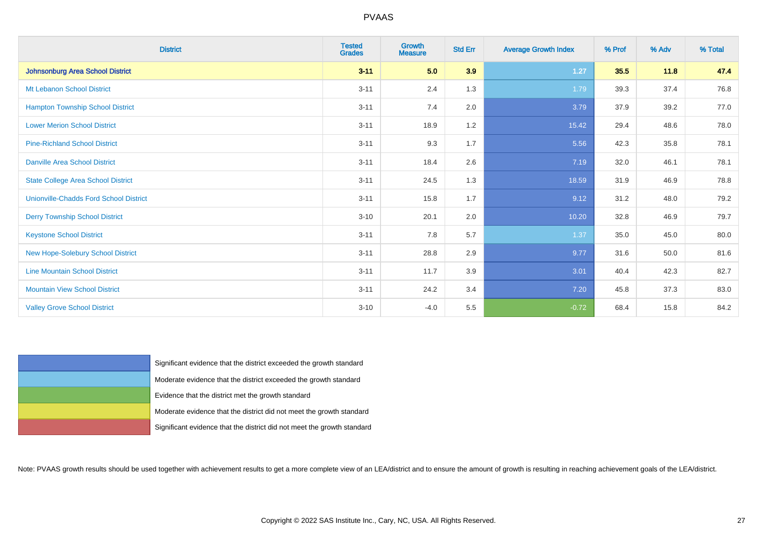# PVAAS

| District | Tested Grades | Growth Measure | Std Err | Average Growth Index | % Prof | % Adv | % Total |
|---|---|---|---|---|---|---|---|
| **Johnsonburg Area School District** | **3-11** | **5.0** | **3.9** | **1.27** | **35.5** | **11.8** | **47.4** |
| Mt Lebanon School District | 3-11 | 2.4 | 1.3 | 1.79 | 39.3 | 37.4 | 76.8 |
| Hampton Township School District | 3-11 | 7.4 | 2.0 | 3.79 | 37.9 | 39.2 | 77.0 |
| Lower Merion School District | 3-11 | 18.9 | 1.2 | 15.42 | 29.4 | 48.6 | 78.0 |
| Pine-Richland School District | 3-11 | 9.3 | 1.7 | 5.56 | 42.3 | 35.8 | 78.1 |
| Danville Area School District | 3-11 | 18.4 | 2.6 | 7.19 | 32.0 | 46.1 | 78.1 |
| State College Area School District | 3-11 | 24.5 | 1.3 | 18.59 | 31.9 | 46.9 | 78.8 |
| Unionville-Chadds Ford School District | 3-11 | 15.8 | 1.7 | 9.12 | 31.2 | 48.0 | 79.2 |
| Derry Township School District | 3-10 | 20.1 | 2.0 | 10.20 | 32.8 | 46.9 | 79.7 |
| Keystone School District | 3-11 | 7.8 | 5.7 | 1.37 | 35.0 | 45.0 | 80.0 |
| New Hope-Solebury School District | 3-11 | 28.8 | 2.9 | 9.77 | 31.6 | 50.0 | 81.6 |
| Line Mountain School District | 3-11 | 11.7 | 3.9 | 3.01 | 40.4 | 42.3 | 82.7 |
| Mountain View School District | 3-11 | 24.2 | 3.4 | 7.20 | 45.8 | 37.3 | 83.0 |
| Valley Grove School District | 3-10 | -4.0 | 5.5 | -0.72 | 68.4 | 15.8 | 84.2 |

- Significant evidence that the district exceeded the growth standard
- Moderate evidence that the district exceeded the growth standard
- Evidence that the district met the growth standard
- Moderate evidence that the district did not meet the growth standard
- Significant evidence that the district did not meet the growth standard

Note: PVAAS growth results should be used together with achievement results to get a more complete view of an LEA/district and to ensure the amount of growth is resulting in reaching achievement goals of the LEA/district.

Copyright © 2022 SAS Institute Inc., Cary, NC, USA. All Rights Reserved.